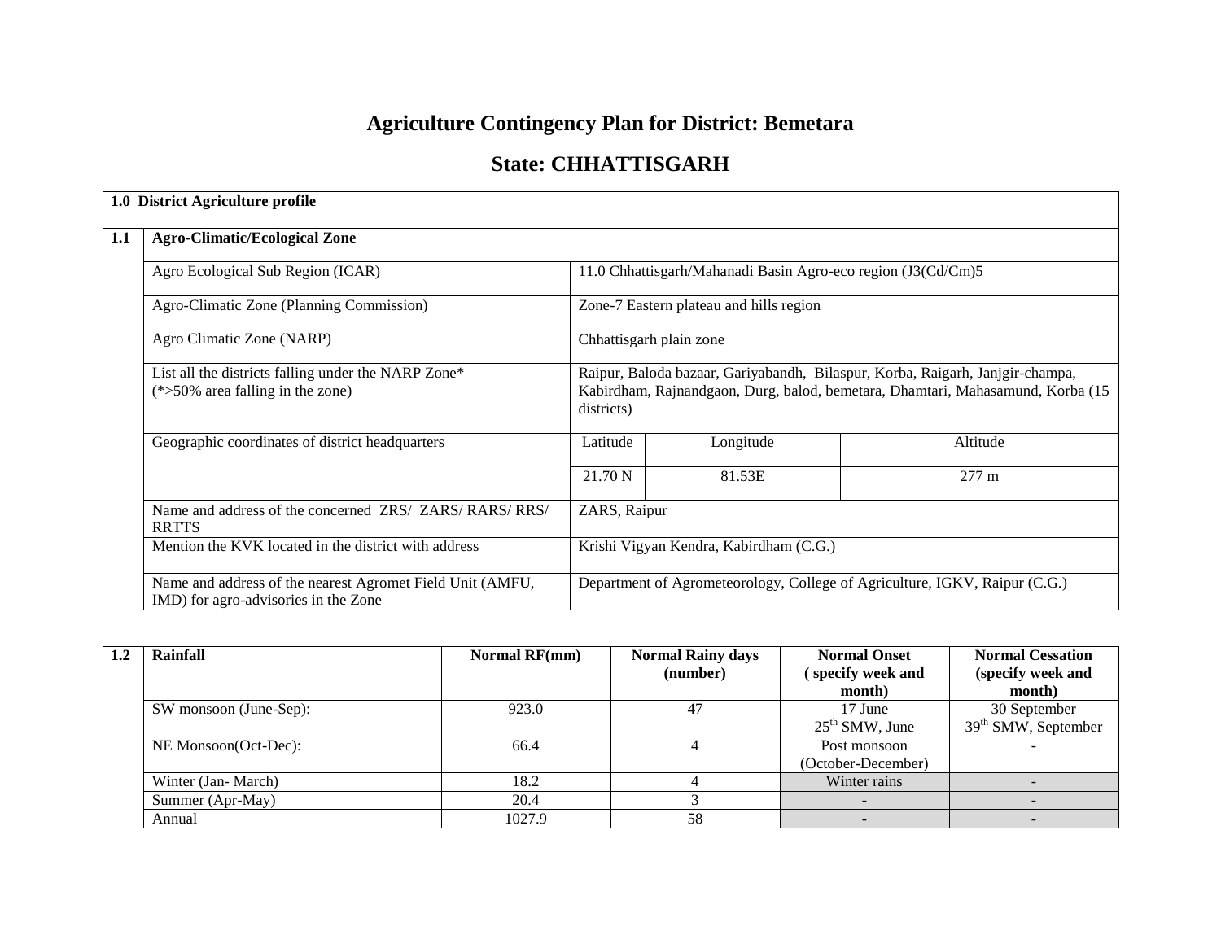# Agriculture Contingency Plan for District: Bemetara

## State: CHHATTISGARH

| 1.0 District Agriculture profile | | | | |
|---|---|---|---|---|
| **1.1** | **Agro-Climatic/Ecological Zone** | | | |
| | Agro Ecological Sub Region (ICAR) | 11.0 Chhattisgarh/Mahanadi Basin Agro-eco region (J3(Cd/Cm)5 | | |
| | Agro-Climatic Zone (Planning Commission) | Zone-7 Eastern plateau and hills region | | |
| | Agro Climatic Zone (NARP) | Chhattisgarh plain zone | | |
| | List all the districts falling under the NARP Zone* (*>50% area falling in the zone) | Raipur, Baloda bazaar, Gariyabandh, Bilaspur, Korba, Raigarh, Janjgir-champa, Kabirdham, Rajnandgaon, Durg, balod, bemetara, Dhamtari, Mahasamund, Korba (15 districts) | | |
| | Geographic coordinates of district headquarters | Latitude | Longitude | Altitude |
| | | 21.70 N | 81.53E | 277 m |
| | Name and address of the concerned ZRS/ ZARS/ RARS/ RRS/ RRTTS | ZARS, Raipur | | |
| | Mention the KVK located in the district with address | Krishi Vigyan Kendra, Kabirdham (C.G.) | | |
| | Name and address of the nearest Agromet Field Unit (AMFU, IMD) for agro-advisories in the Zone | Department of Agrometeorology, College of Agriculture, IGKV, Raipur (C.G.) | | |

| 1.2 | Rainfall | Normal RF(mm) | Normal Rainy days (number) | Normal Onset ( specify week and month) | Normal Cessation (specify week and month) |
|---|---|---|---|---|---|
| | SW monsoon (June-Sep): | 923.0 | 47 | 17 June<br>25th SMW, June | 30 September<br>39th SMW, September |
| | NE Monsoon(Oct-Dec): | 66.4 | 4 | Post monsoon (October-December) | - |
| | Winter (Jan- March) | 18.2 | 4 | Winter rains | - |
| | Summer (Apr-May) | 20.4 | 3 | - | - |
| | Annual | 1027.9 | 58 | - | - |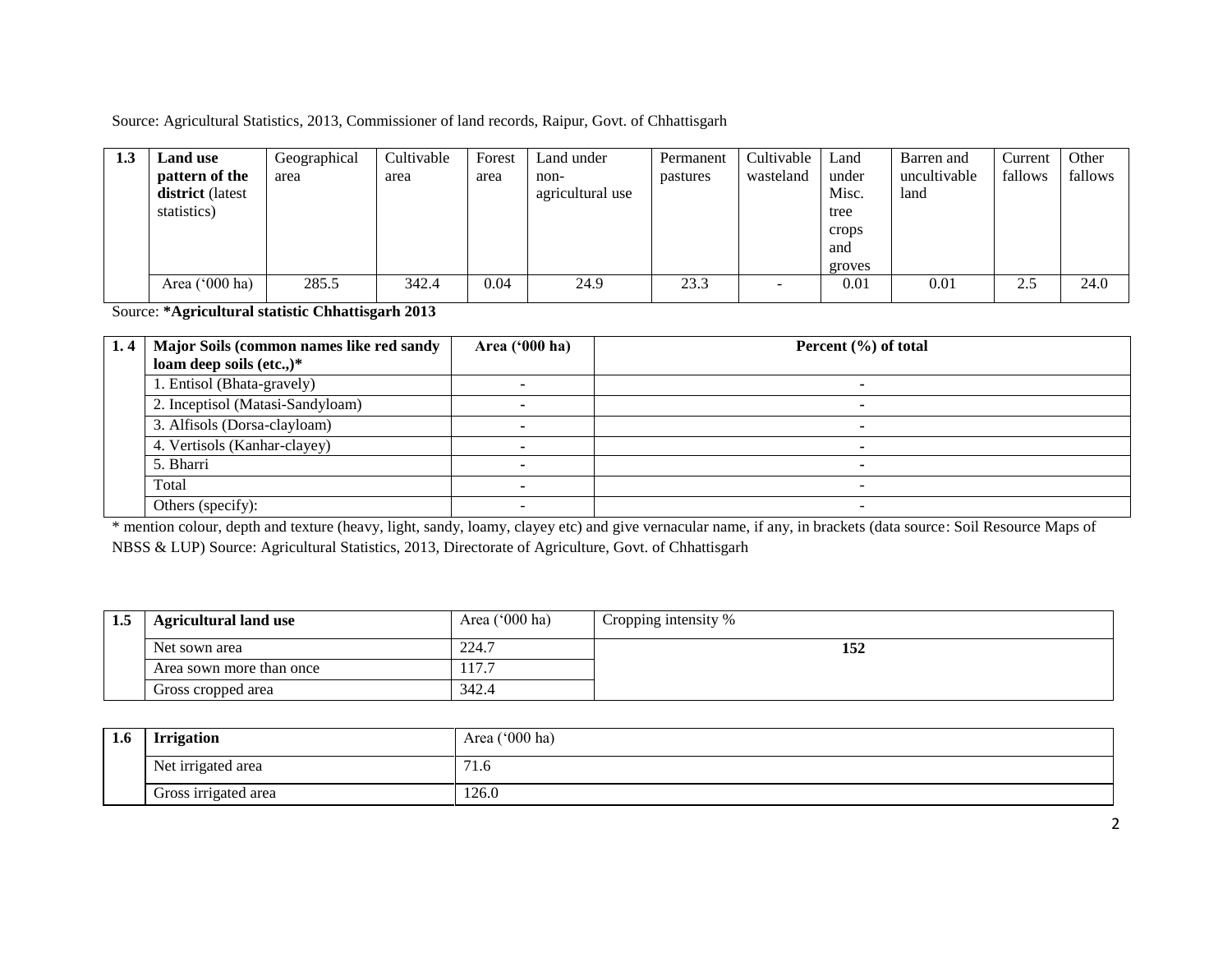Source: Agricultural Statistics, 2013, Commissioner of land records, Raipur, Govt. of Chhattisgarh

| 1.3 | **Land use pattern of the district** (latest statistics) | Geographical area | Cultivable area | Forest area | Land under non-agricultural use | Permanent pastures | Cultivable wasteland | Land under Misc. tree crops and groves | Barren and uncultivable land | Current fallows | Other fallows |
|---|---|---|---|---|---|---|---|---|---|---|---|
| | Area ('000 ha) | 285.5 | 342.4 | 0.04 | 24.9 | 23.3 | - | 0.01 | 0.01 | 2.5 | 24.0 |

Source: ***Agricultural statistic Chhattisgarh 2013**

| 1. 4 | **Major Soils (common names like red sandy loam deep soils (etc.,)*** | **Area ('000 ha)** | **Percent (%) of total** |
|---|---|---|---|
| | 1. Entisol (Bhata-gravely) | - | - |
| | 2. Inceptisol (Matasi-Sandyloam) | - | - |
| | 3. Alfisols (Dorsa-clayloam) | - | - |
| | 4. Vertisols (Kanhar-clayey) | - | - |
| | 5. Bharri | - | - |
| | Total | - | - |
| | Others (specify): | - | - |

* mention colour, depth and texture (heavy, light, sandy, loamy, clayey etc) and give vernacular name, if any, in brackets (data source: Soil Resource Maps of NBSS & LUP) Source: Agricultural Statistics, 2013, Directorate of Agriculture, Govt. of Chhattisgarh

| 1.5 | **Agricultural land use** | Area ('000 ha) | Cropping intensity % |
|---|---|---|---|
| | Net sown area | 224.7 | **152** |
| | Area sown more than once | 117.7 | |
| | Gross cropped area | 342.4 | |

| 1.6 | **Irrigation** | Area ('000 ha) |
|---|---|---|
| | Net irrigated area | 71.6 |
| | Gross irrigated area | 126.0 |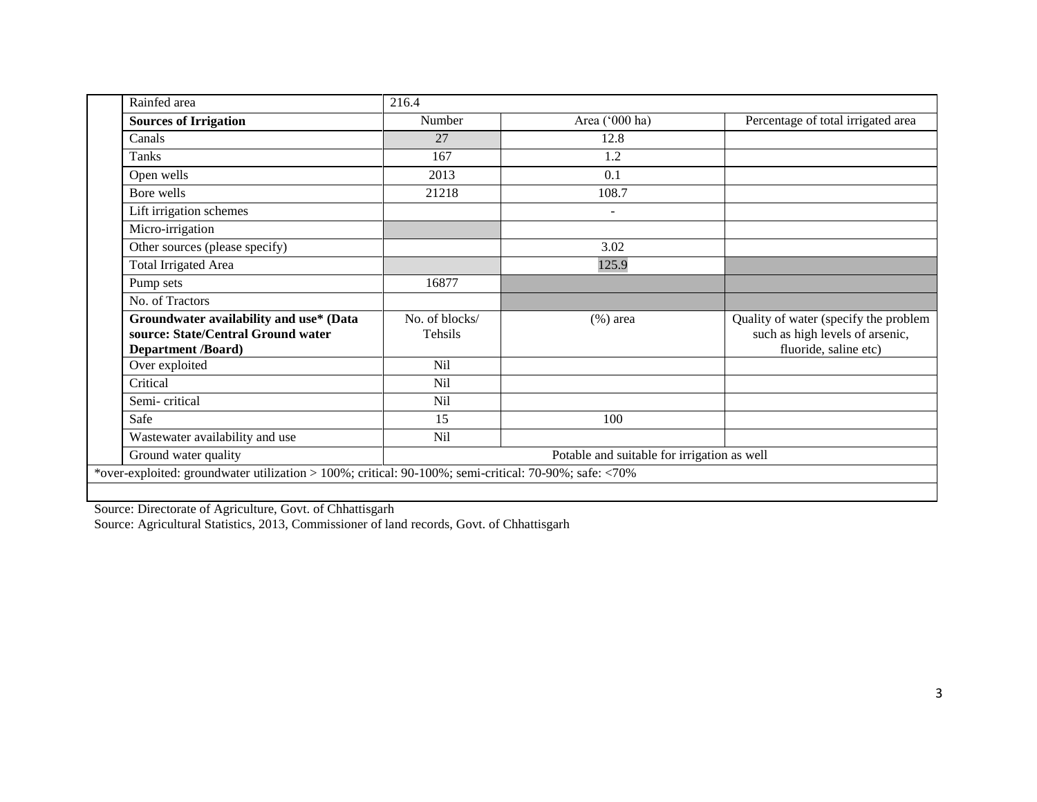| Rainfed area | 216.4 | | |
|---|---|---|---|
| **Sources of Irrigation** | Number | Area ('000 ha) | Percentage of total irrigated area |
| Canals | 27 | 12.8 | |
| Tanks | 167 | 1.2 | |
| Open wells | 2013 | 0.1 | |
| Bore wells | 21218 | 108.7 | |
| Lift irrigation schemes | | - | |
| Micro-irrigation | | | |
| Other sources (please specify) | | 3.02 | |
| Total Irrigated Area | | 125.9 | |
| Pump sets | 16877 | | |
| No. of Tractors | | | |
| **Groundwater availability and use* (Data source: State/Central Ground water Department /Board)** | No. of blocks/ Tehsils | (%) area | Quality of water (specify the problem such as high levels of arsenic, fluoride, saline etc) |
| Over exploited | Nil | | |
| Critical | Nil | | |
| Semi- critical | Nil | | |
| Safe | 15 | 100 | |
| Wastewater availability and use | Nil | | |
| Ground water quality | Potable and suitable for irrigation as well | | |

*over-exploited: groundwater utilization > 100%; critical: 90-100%; semi-critical: 70-90%; safe: <70%

Source: Directorate of Agriculture, Govt. of Chhattisgarh

Source: Agricultural Statistics, 2013, Commissioner of land records, Govt. of Chhattisgarh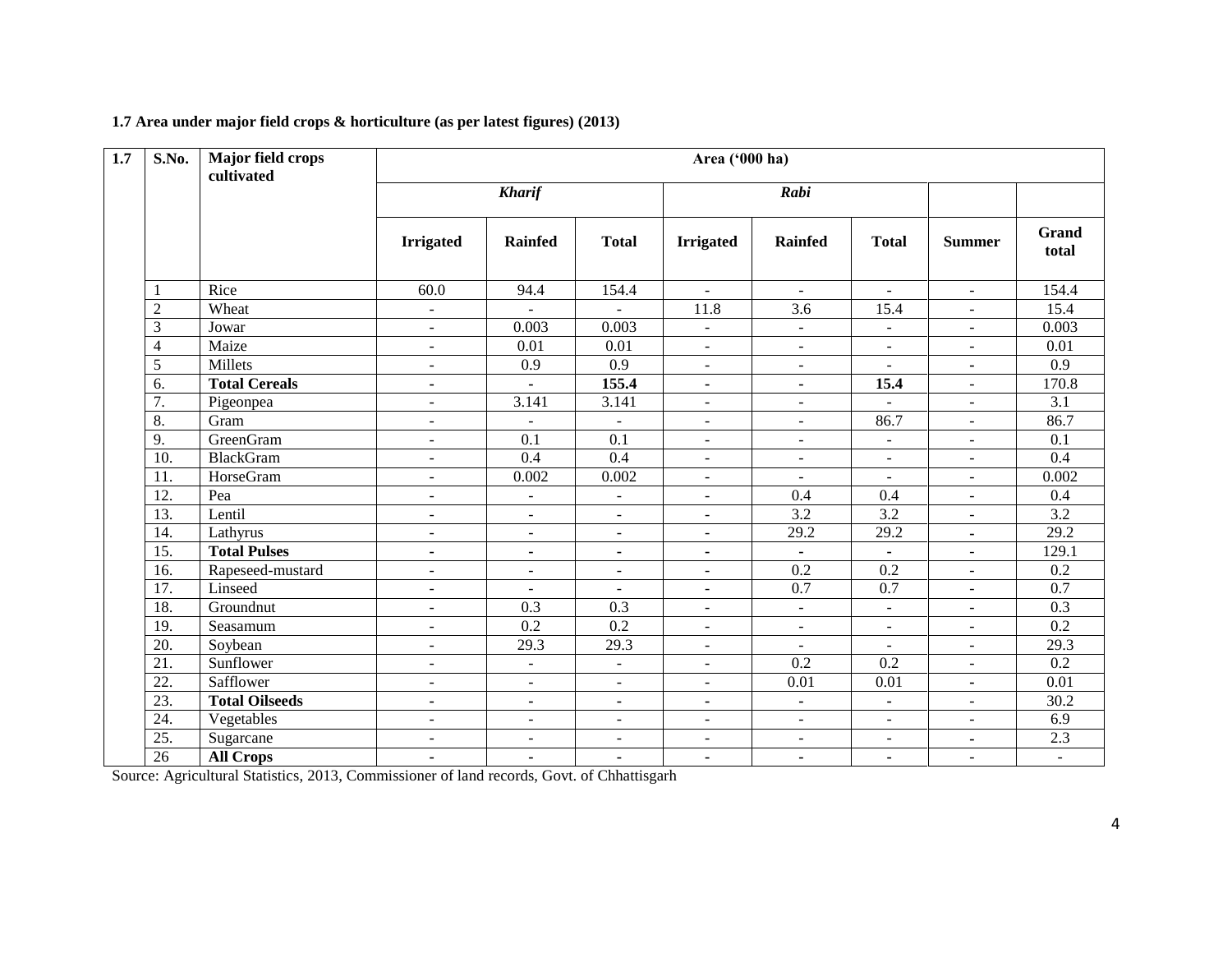**1.7 Area under major field crops & horticulture (as per latest figures) (2013)**

| 1.7 | S.No. | Major field crops cultivated | Area ('000 ha) | | | | | | | |
|---|---|---|---|---|---|---|---|---|---|---|
| | | | *Kharif* | | | *Rabi* | | | | |
| | | | Irrigated | Rainfed | Total | Irrigated | Rainfed | Total | Summer | Grand total |
| | 1 | Rice | 60.0 | 94.4 | 154.4 | - | - | - | - | 154.4 |
| | 2 | Wheat | - | - | - | 11.8 | 3.6 | 15.4 | - | 15.4 |
| | 3 | Jowar | - | 0.003 | 0.003 | - | - | - | - | 0.003 |
| | 4 | Maize | - | 0.01 | 0.01 | - | - | - | - | 0.01 |
| | 5 | Millets | - | 0.9 | 0.9 | - | - | - | - | 0.9 |
| | 6. | **Total Cereals** | - | - | **155.4** | - | - | **15.4** | - | 170.8 |
| | 7. | Pigeonpea | - | 3.141 | 3.141 | - | - | - | - | 3.1 |
| | 8. | Gram | - | - | - | - | - | 86.7 | - | 86.7 |
| | 9. | GreenGram | - | 0.1 | 0.1 | - | - | - | - | 0.1 |
| | 10. | BlackGram | - | 0.4 | 0.4 | - | - | - | - | 0.4 |
| | 11. | HorseGram | - | 0.002 | 0.002 | - | - | - | - | 0.002 |
| | 12. | Pea | - | - | - | - | 0.4 | 0.4 | - | 0.4 |
| | 13. | Lentil | - | - | - | - | 3.2 | 3.2 | - | 3.2 |
| | 14. | Lathyrus | - | - | - | - | 29.2 | 29.2 | - | 29.2 |
| | 15. | **Total Pulses** | - | - | - | - | - | - | - | 129.1 |
| | 16. | Rapeseed-mustard | - | - | - | - | 0.2 | 0.2 | - | 0.2 |
| | 17. | Linseed | - | - | - | - | 0.7 | 0.7 | - | 0.7 |
| | 18. | Groundnut | - | 0.3 | 0.3 | - | - | - | - | 0.3 |
| | 19. | Seasamum | - | 0.2 | 0.2 | - | - | - | - | 0.2 |
| | 20. | Soybean | - | 29.3 | 29.3 | - | - | - | - | 29.3 |
| | 21. | Sunflower | - | - | - | - | 0.2 | 0.2 | - | 0.2 |
| | 22. | Safflower | - | - | - | - | 0.01 | 0.01 | - | 0.01 |
| | 23. | **Total Oilseeds** | - | - | - | - | - | - | - | 30.2 |
| | 24. | Vegetables | - | - | - | - | - | - | - | 6.9 |
| | 25. | Sugarcane | - | - | - | - | - | - | - | 2.3 |
| | 26 | **All Crops** | - | - | - | - | - | - | - | - |

Source: Agricultural Statistics, 2013, Commissioner of land records, Govt. of Chhattisgarh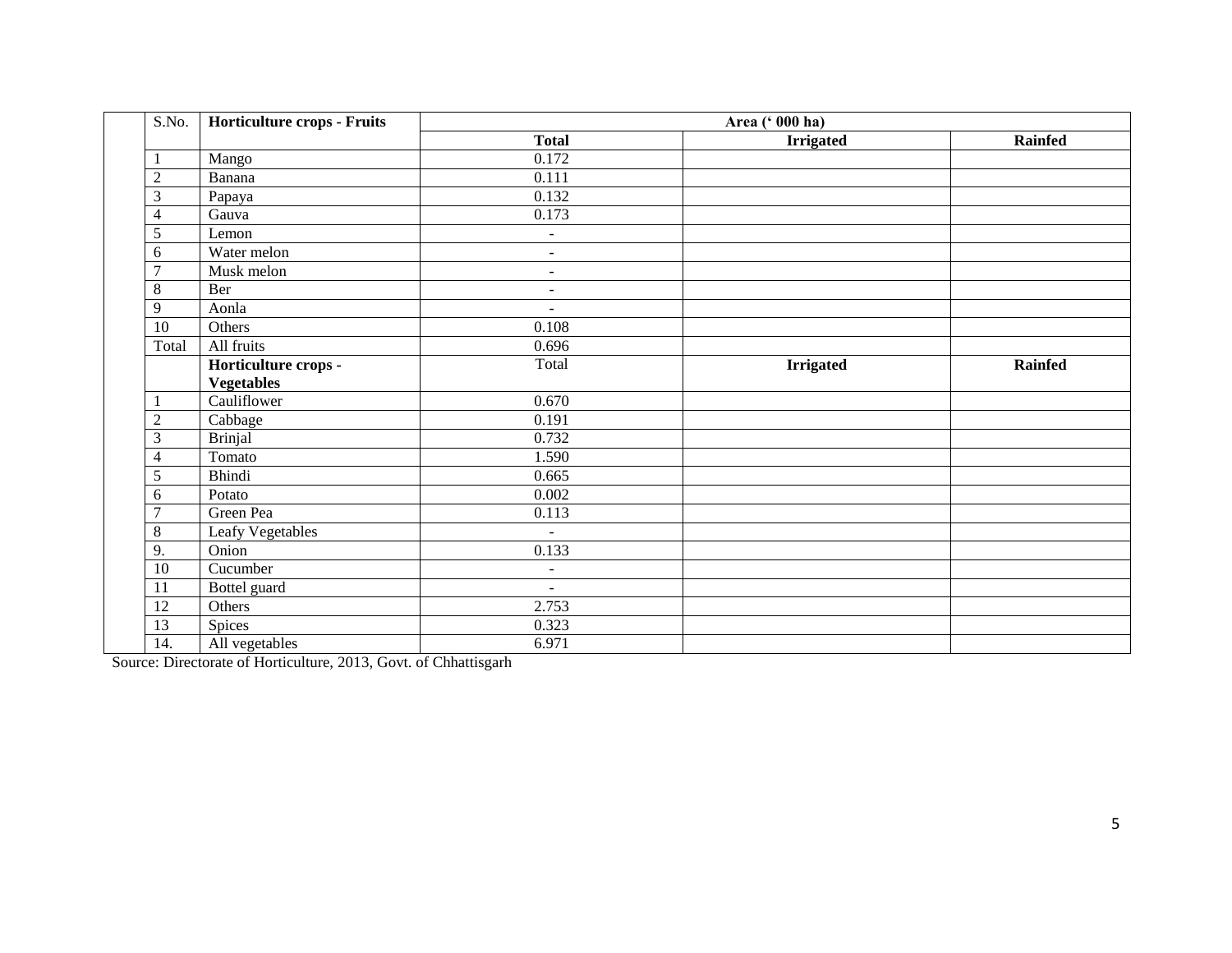| S.No. | Horticulture crops - Fruits | Area (' 000 ha) | | |
|---|---|---|---|---|
| | | **Total** | **Irrigated** | **Rainfed** |
| 1 | Mango | 0.172 | | |
| 2 | Banana | 0.111 | | |
| 3 | Papaya | 0.132 | | |
| 4 | Gauva | 0.173 | | |
| 5 | Lemon | - | | |
| 6 | Water melon | - | | |
| 7 | Musk melon | - | | |
| 8 | Ber | - | | |
| 9 | Aonla | - | | |
| 10 | Others | 0.108 | | |
| Total | All fruits | 0.696 | | |
| | **Horticulture crops - Vegetables** | Total | **Irrigated** | **Rainfed** |
| 1 | Cauliflower | 0.670 | | |
| 2 | Cabbage | 0.191 | | |
| 3 | Brinjal | 0.732 | | |
| 4 | Tomato | 1.590 | | |
| 5 | Bhindi | 0.665 | | |
| 6 | Potato | 0.002 | | |
| 7 | Green Pea | 0.113 | | |
| 8 | Leafy Vegetables | - | | |
| 9. | Onion | 0.133 | | |
| 10 | Cucumber | - | | |
| 11 | Bottel guard | - | | |
| 12 | Others | 2.753 | | |
| 13 | Spices | 0.323 | | |
| 14. | All vegetables | 6.971 | | |

Source: Directorate of Horticulture, 2013, Govt. of Chhattisgarh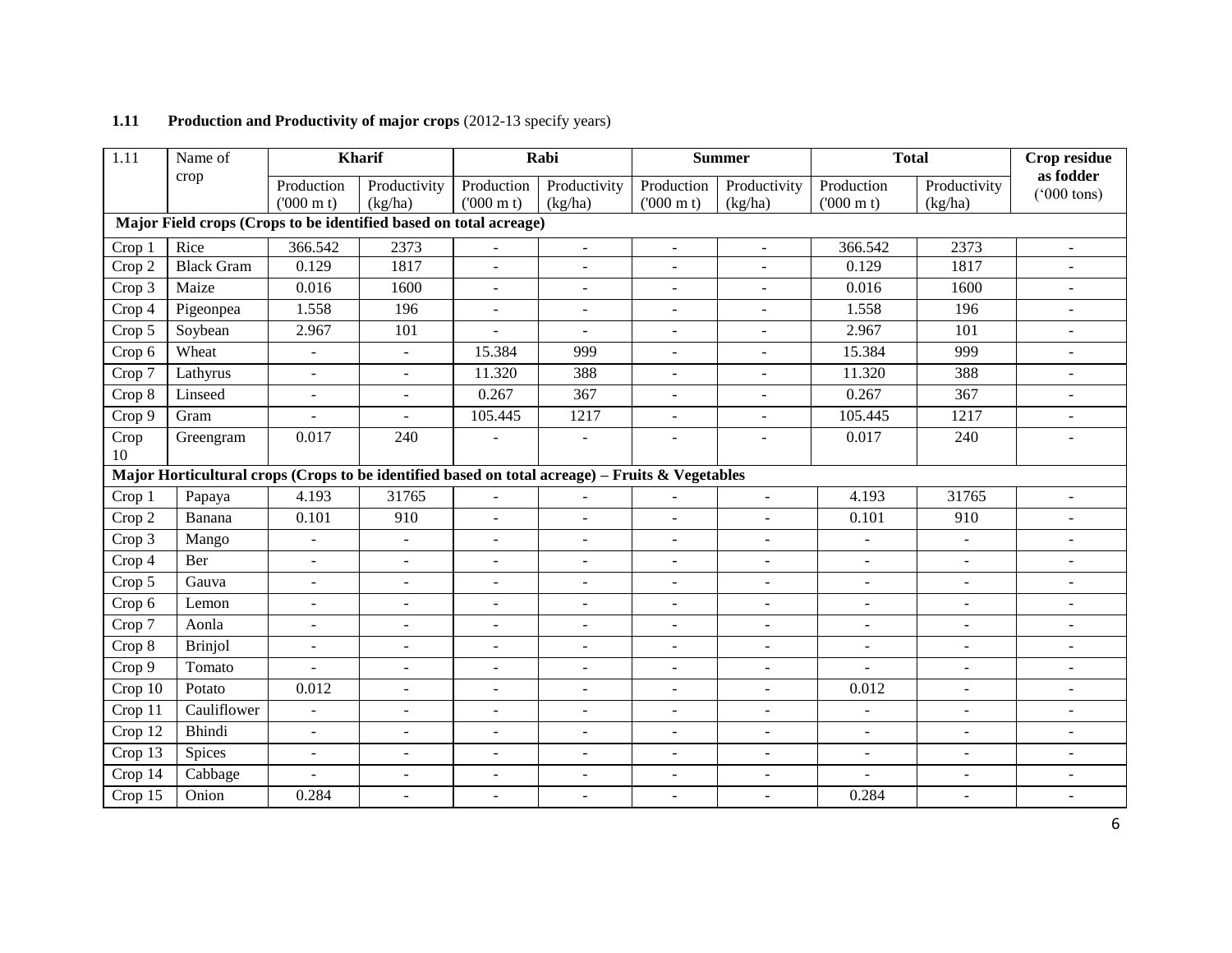**1.11 Production and Productivity of major crops** (2012-13 specify years)

| 1.11 | Name of crop | Kharif | | Rabi | | Summer | | Total | | Crop residue as fodder ('000 tons) |
|---|---|---|---|---|---|---|---|---|---|---|
| | | Production ('000 m t) | Productivity (kg/ha) | Production ('000 m t) | Productivity (kg/ha) | Production ('000 m t) | Productivity (kg/ha) | Production ('000 m t) | Productivity (kg/ha) | |
| **Major Field crops (Crops to be identified based on total acreage)** | | | | | | | | | | |
| Crop 1 | Rice | 366.542 | 2373 | - | - | - | - | 366.542 | 2373 | - |
| Crop 2 | Black Gram | 0.129 | 1817 | - | - | - | - | 0.129 | 1817 | - |
| Crop 3 | Maize | 0.016 | 1600 | - | - | - | - | 0.016 | 1600 | - |
| Crop 4 | Pigeonpea | 1.558 | 196 | - | - | - | - | 1.558 | 196 | - |
| Crop 5 | Soybean | 2.967 | 101 | - | - | - | - | 2.967 | 101 | - |
| Crop 6 | Wheat | - | - | 15.384 | 999 | - | - | 15.384 | 999 | - |
| Crop 7 | Lathyrus | - | - | 11.320 | 388 | - | - | 11.320 | 388 | - |
| Crop 8 | Linseed | - | - | 0.267 | 367 | - | - | 0.267 | 367 | - |
| Crop 9 | Gram | - | - | 105.445 | 1217 | - | - | 105.445 | 1217 | - |
| Crop 10 | Greengram | 0.017 | 240 | - | - | - | - | 0.017 | 240 | - |
| **Major Horticultural crops (Crops to be identified based on total acreage) – Fruits & Vegetables** | | | | | | | | | | |
| Crop 1 | Papaya | 4.193 | 31765 | - | - | - | - | 4.193 | 31765 | - |
| Crop 2 | Banana | 0.101 | 910 | - | - | - | - | 0.101 | 910 | - |
| Crop 3 | Mango | - | - | - | - | - | - | - | - | - |
| Crop 4 | Ber | - | - | - | - | - | - | - | - | - |
| Crop 5 | Gauva | - | - | - | - | - | - | - | - | - |
| Crop 6 | Lemon | - | - | - | - | - | - | - | - | - |
| Crop 7 | Aonla | - | - | - | - | - | - | - | - | - |
| Crop 8 | Brinjol | - | - | - | - | - | - | - | - | - |
| Crop 9 | Tomato | - | - | - | - | - | - | - | - | - |
| Crop 10 | Potato | 0.012 | - | - | - | - | - | 0.012 | - | - |
| Crop 11 | Cauliflower | - | - | - | - | - | - | - | - | - |
| Crop 12 | Bhindi | - | - | - | - | - | - | - | - | - |
| Crop 13 | Spices | - | - | - | - | - | - | - | - | - |
| Crop 14 | Cabbage | - | - | - | - | - | - | - | - | - |
| Crop 15 | Onion | 0.284 | - | - | - | - | - | 0.284 | - | - |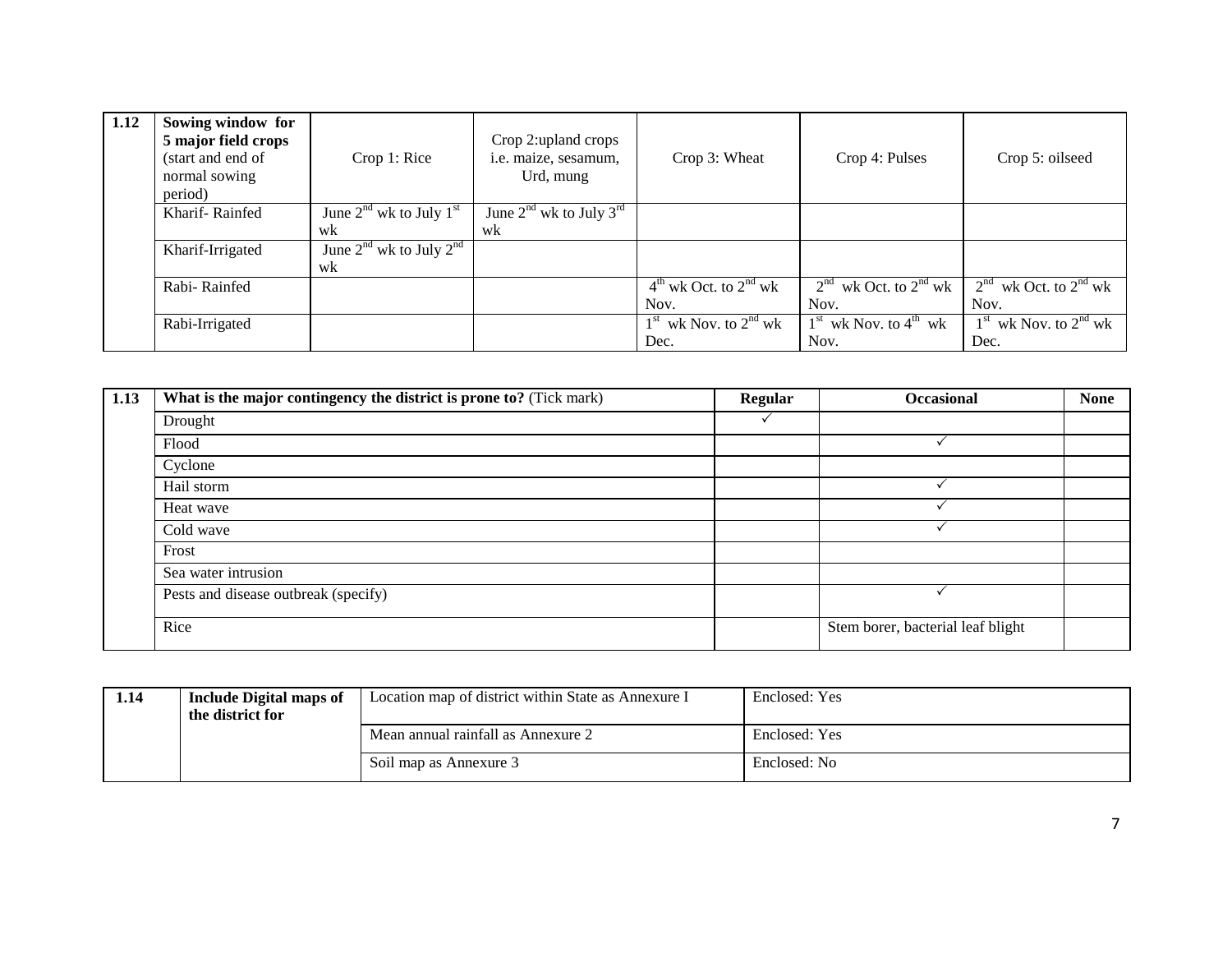| 1.12 | Sowing window for 5 major field crops (start and end of normal sowing period) | Crop 1: Rice | Crop 2:upland crops i.e. maize, sesamum, Urd, mung | Crop 3: Wheat | Crop 4: Pulses | Crop 5: oilseed |
|---|---|---|---|---|---|---|
| | Kharif- Rainfed | June 2nd wk to July 1st wk | June 2nd wk to July 3rd wk | | | |
| | Kharif-Irrigated | June 2nd wk to July 2nd wk | | | | |
| | Rabi- Rainfed | | | 4th wk Oct. to 2nd wk Nov. | 2nd wk Oct. to 2nd wk Nov. | 2nd wk Oct. to 2nd wk Nov. |
| | Rabi-Irrigated | | | 1st wk Nov. to 2nd wk Dec. | 1st wk Nov. to 4th wk Nov. | 1st wk Nov. to 2nd wk Dec. |

| 1.13 | **What is the major contingency the district is prone to?** (Tick mark) | **Regular** | **Occasional** | **None** |
|---|---|---|---|---|
| | Drought | ✓ | | |
| | Flood | | ✓ | |
| | Cyclone | | | |
| | Hail storm | | ✓ | |
| | Heat wave | | ✓ | |
| | Cold wave | | ✓ | |
| | Frost | | | |
| | Sea water intrusion | | | |
| | Pests and disease outbreak (specify) | | ✓ | |
| | Rice | | Stem borer, bacterial leaf blight | |

| 1.14 | **Include Digital maps of the district for** | Location map of district within State as Annexure I | Enclosed: Yes |
|---|---|---|---|
| | | Mean annual rainfall as Annexure 2 | Enclosed: Yes |
| | | Soil map as Annexure 3 | Enclosed: No |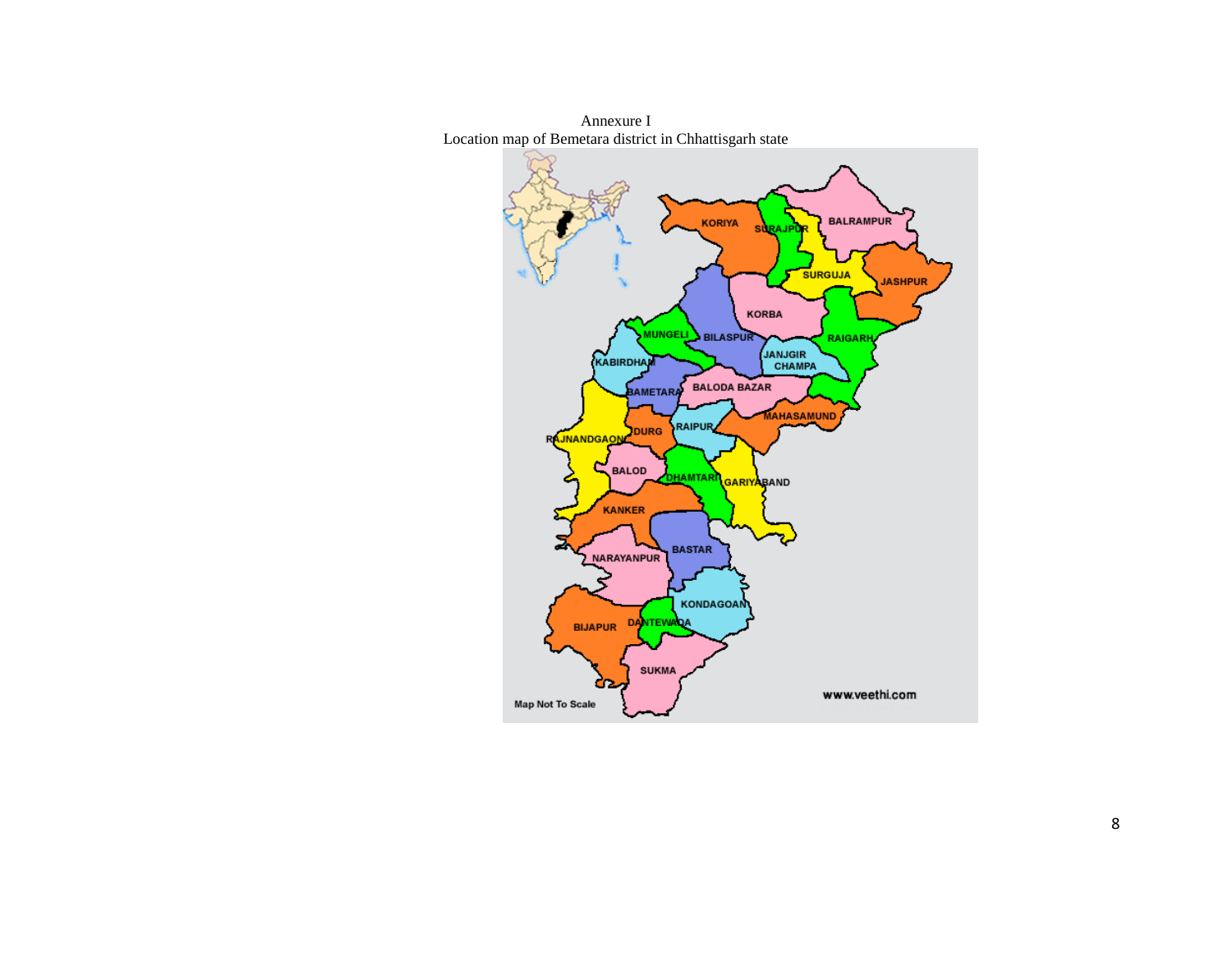Annexure I

Location map of Bemetara district in Chhattisgarh state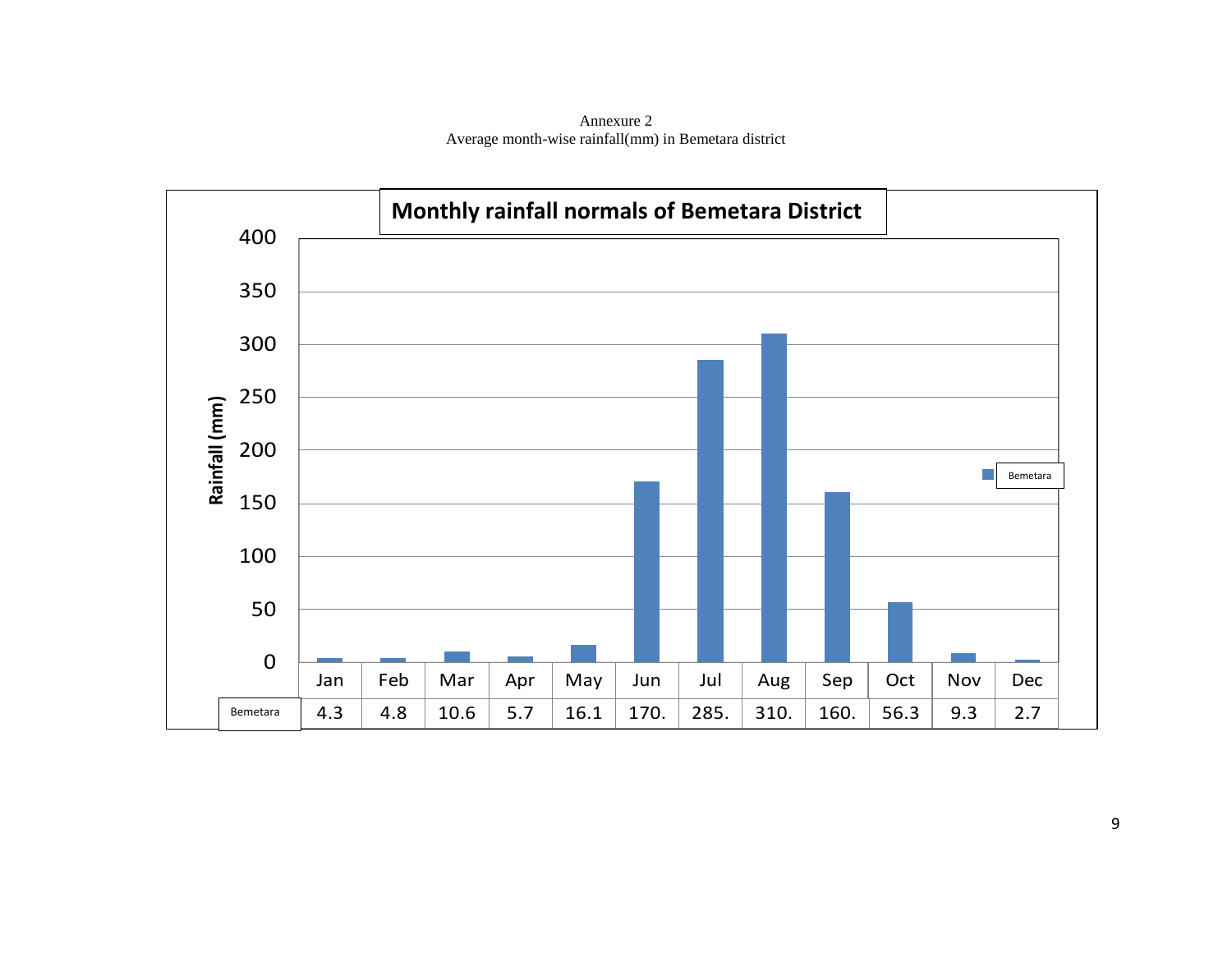Annexure 2

Average month-wise rainfall(mm) in Bemetara district

**Monthly rainfall normals of Bemetara District**

| | Jan | Feb | Mar | Apr | May | Jun | Jul | Aug | Sep | Oct | Nov | Dec |
|---|---|---|---|---|---|---|---|---|---|---|---|---|
| Bemetara | 4.3 | 4.8 | 10.6 | 5.7 | 16.1 | 170. | 285. | 310. | 160. | 56.3 | 9.3 | 2.7 |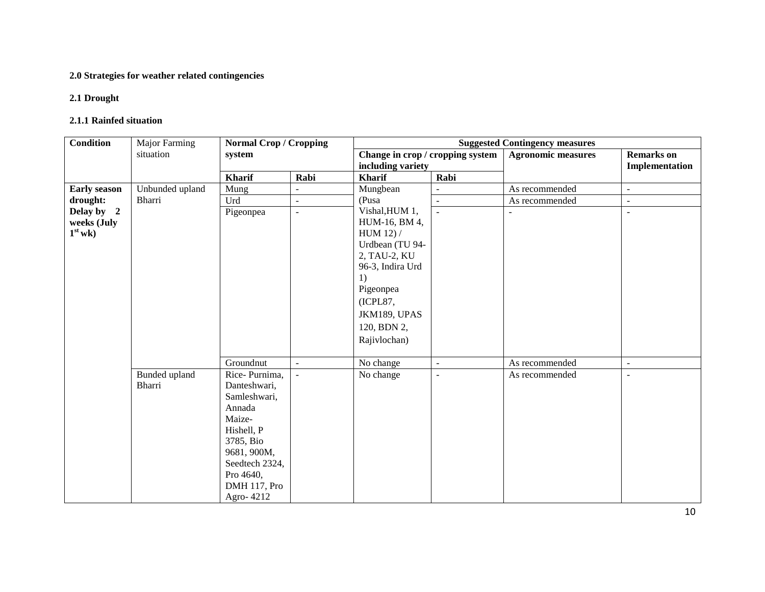**2.0 Strategies for weather related contingencies**

**2.1 Drought**

**2.1.1 Rainfed situation**

| Condition | Major Farming situation | Normal Crop / Cropping system | | Suggested Contingency measures | | | |
|---|---|---|---|---|---|---|---|
| | | | | Change in crop / cropping system including variety | | Agronomic measures | Remarks on Implementation |
| | | Kharif | Rabi | Kharif | Rabi | | |
| **Early season drought: Delay by 2 weeks (July 1st wk)** | Unbunded upland Bharri | Mung | - | Mungbean (Pusa Vishal,HUM 1, HUM-16, BM 4, HUM 12) / Urdbean (TU 94-2, TAU-2, KU 96-3, Indira Urd 1) Pigeonpea (ICPL87, JKM189, UPAS 120, BDN 2, Rajivlochan) | - | As recommended | - |
| | | Urd | - | | - | As recommended | - |
| | | Pigeonpea | - | | - | - | - |
| | | Groundnut | - | No change | - | As recommended | - |
| | Bunded upland Bharri | Rice- Purnima, Danteshwari, Samleshwari, Annada Maize- Hishell, P 3785, Bio 9681, 900M, Seedtech 2324, Pro 4640, DMH 117, Pro Agro- 4212 | - | No change | - | As recommended | - |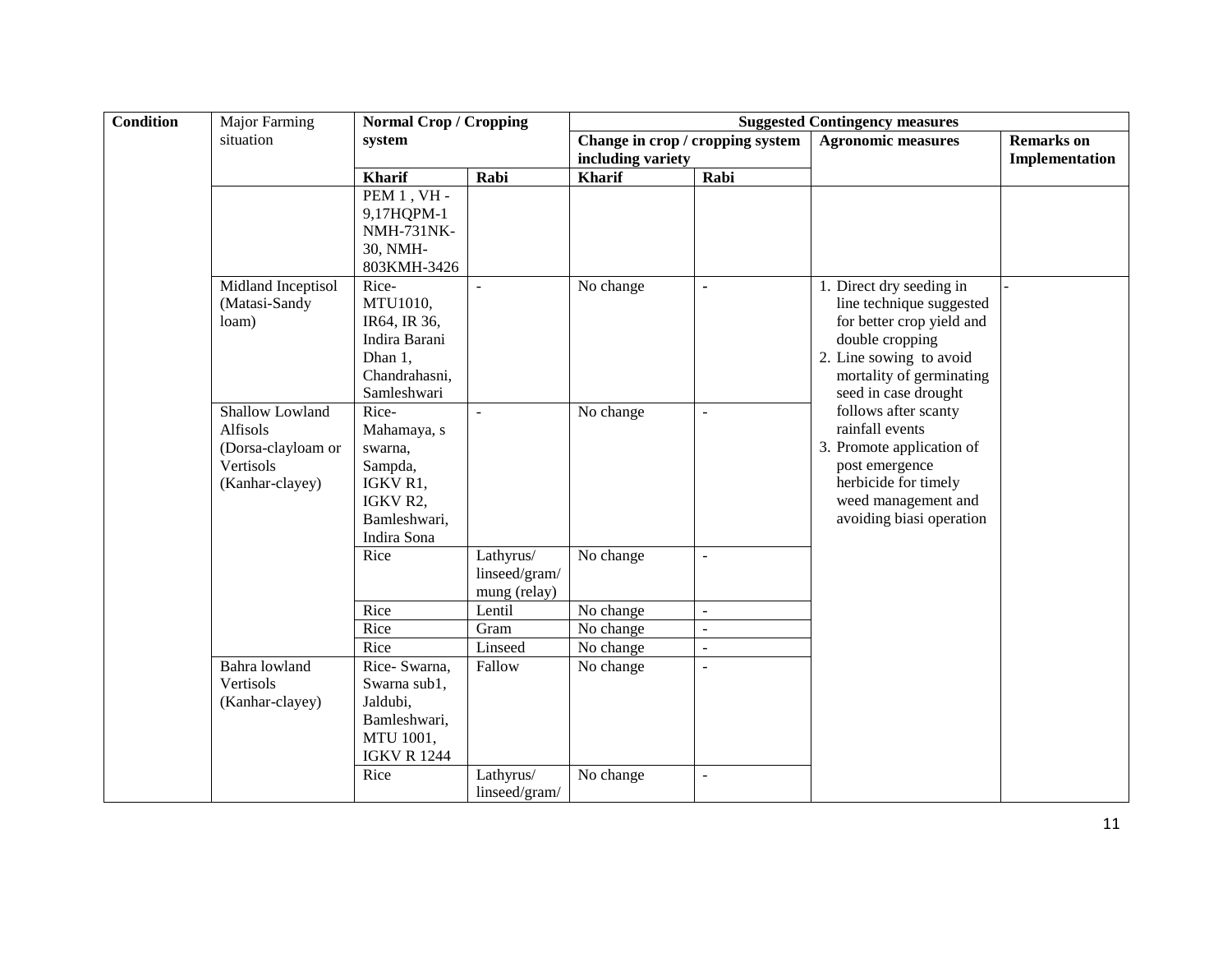| Condition | Major Farming situation | Normal Crop / Cropping system | | Suggested Contingency measures | | | |
|---|---|---|---|---|---|---|---|
| | | | | Change in crop / cropping system including variety | | Agronomic measures | Remarks on Implementation |
| | | Kharif | Rabi | Kharif | Rabi | | |
| | | PEM 1 , VH - 9,17HQPM-1 NMH-731NK-30, NMH-803KMH-3426 | | | | | |
| | Midland Inceptisol (Matasi-Sandy loam) | Rice- MTU1010, IR64, IR 36, Indira Barani Dhan 1, Chandrahasni, Samleshwari | - | No change | - | 1. Direct dry seeding in line technique suggested for better crop yield and double cropping<br>2. Line sowing to avoid mortality of germinating seed in case drought follows after scanty rainfall events<br>3. Promote application of post emergence herbicide for timely weed management and avoiding biasi operation | - |
| | Shallow Lowland Alfisols (Dorsa-clayloam or Vertisols (Kanhar-clayey) | Rice- Mahamaya, s swarna, Sampda, IGKV R1, IGKV R2, Bamleshwari, Indira Sona | - | No change | - | | |
| | | Rice | Lathyrus/ linseed/gram/ mung (relay) | No change | - | | |
| | | Rice | Lentil | No change | - | | |
| | | Rice | Gram | No change | - | | |
| | | Rice | Linseed | No change | - | | |
| | Bahra lowland Vertisols (Kanhar-clayey) | Rice- Swarna, Swarna sub1, Jaldubi, Bamleshwari, MTU 1001, IGKV R 1244 | Fallow | No change | - | | |
| | | Rice | Lathyrus/ linseed/gram/ | No change | - | | |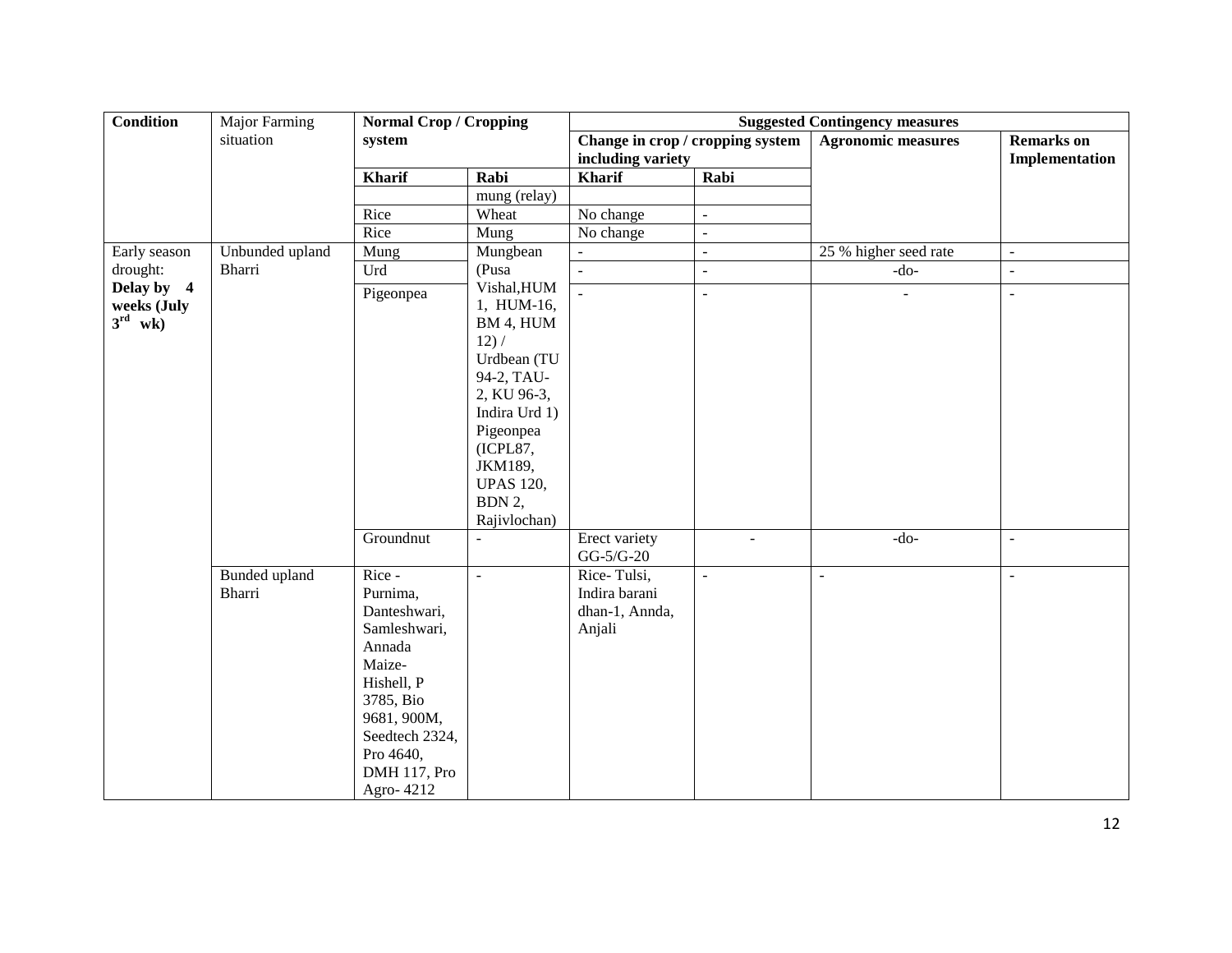| Condition | Major Farming situation | Normal Crop / Cropping system | | Suggested Contingency measures | | | |
|---|---|---|---|---|---|---|---|
| | | | | Change in crop / cropping system including variety | | Agronomic measures | Remarks on Implementation |
| | | Kharif | Rabi | Kharif | Rabi | | |
| | | | mung (relay) | | | | |
| | | Rice | Wheat | No change | - | | |
| | | Rice | Mung | No change | - | | |
| **Early season drought: Delay by 4 weeks (July 3rd wk)** | Unbunded upland Bharri | Mung | Mungbean (Pusa Vishal,HUM 1, HUM-16, BM 4, HUM 12) / Urdbean (TU 94-2, TAU-2, KU 96-3, Indira Urd 1) Pigeonpea (ICPL87, JKM189, UPAS 120, BDN 2, Rajivlochan) | - | - | 25 % higher seed rate | - |
| | | Urd | | - | - | -do- | - |
| | | Pigeonpea | | - | - | - | - |
| | | Groundnut | - | Erect variety GG-5/G-20 | - | -do- | - |
| | Bunded upland Bharri | Rice - Purnima, Danteshwari, Samleshwari, Annada Maize- Hishell, P 3785, Bio 9681, 900M, Seedtech 2324, Pro 4640, DMH 117, Pro Agro- 4212 | - | Rice- Tulsi, Indira barani dhan-1, Annda, Anjali | - | - | - |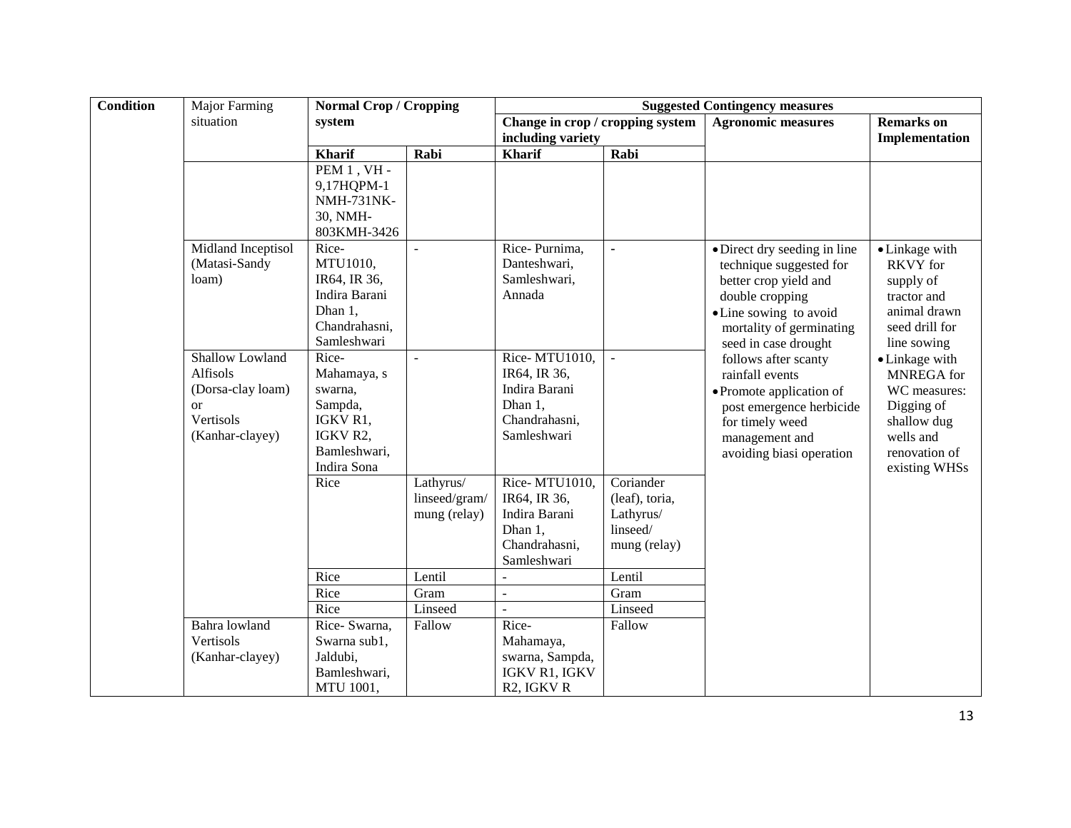| Condition | Major Farming situation | Normal Crop / Cropping system | | Suggested Contingency measures | | | |
|---|---|---|---|---|---|---|---|
| | | | | Change in crop / cropping system including variety | | Agronomic measures | Remarks on Implementation |
| | | Kharif | Rabi | Kharif | Rabi | | |
| | | PEM 1 , VH -9,17HQPM-1 NMH-731NK-30, NMH-803KMH-3426 | | | | | |
| | Midland Inceptisol (Matasi-Sandy loam) | Rice- MTU1010, IR64, IR 36, Indira Barani Dhan 1, Chandrahasni, Samleshwari | - | Rice- Purnima, Danteshwari, Samleshwari, Annada | - | • Direct dry seeding in line technique suggested for better crop yield and double cropping<br>• Line sowing to avoid mortality of germinating seed in case drought follows after scanty rainfall events<br>• Promote application of post emergence herbicide for timely weed management and avoiding biasi operation | • Linkage with RKVY for supply of tractor and animal drawn seed drill for line sowing<br>• Linkage with MNREGA for WC measures: Digging of shallow dug wells and renovation of existing WHSs |
| | Shallow Lowland Alfisols (Dorsa-clay loam) or Vertisols (Kanhar-clayey) | Rice- Mahamaya, s swarna, Sampda, IGKV R1, IGKV R2, Bamleshwari, Indira Sona | - | Rice- MTU1010, IR64, IR 36, Indira Barani Dhan 1, Chandrahasni, Samleshwari | - | | |
| | | Rice | Lathyrus/ linseed/gram/ mung (relay) | Rice- MTU1010, IR64, IR 36, Indira Barani Dhan 1, Chandrahasni, Samleshwari | Coriander (leaf), toria, Lathyrus/ linseed/ mung (relay) | | |
| | | Rice | Lentil | - | Lentil | | |
| | | Rice | Gram | - | Gram | | |
| | | Rice | Linseed | - | Linseed | | |
| | Bahra lowland Vertisols (Kanhar-clayey) | Rice- Swarna, Swarna sub1, Jaldubi, Bamleshwari, MTU 1001, | Fallow | Rice- Mahamaya, swarna, Sampda, IGKV R1, IGKV R2, IGKV R | Fallow | | |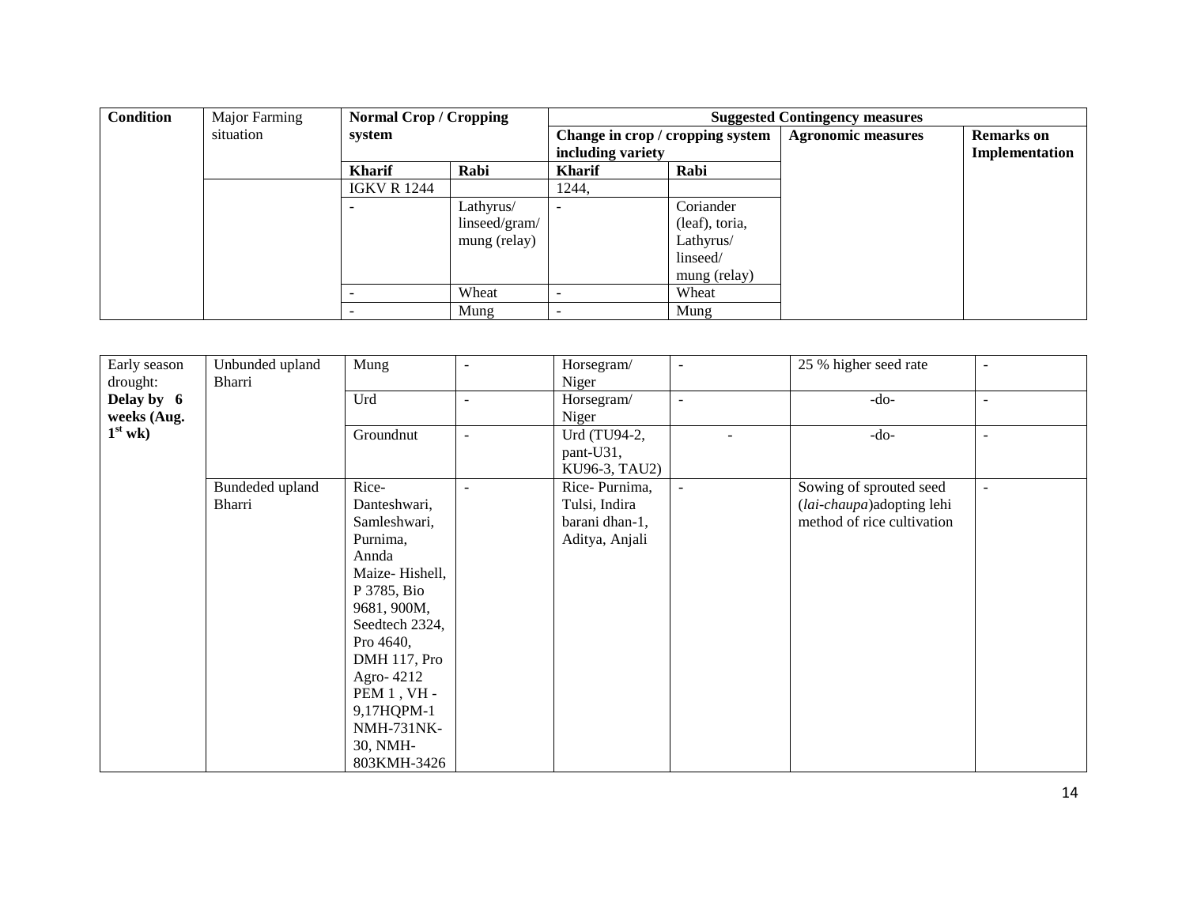| Condition | Major Farming situation | Normal Crop / Cropping system | | Suggested Contingency measures | | | |
|---|---|---|---|---|---|---|---|
| | | | | Change in crop / cropping system including variety | | Agronomic measures | Remarks on Implementation |
| | | Kharif | Rabi | Kharif | Rabi | | |
| | | IGKV R 1244 | | 1244, | | | |
| | | - | Lathyrus/ linseed/gram/ mung (relay) | - | Coriander (leaf), toria, Lathyrus/ linseed/ mung (relay) | | |
| | | - | Wheat | - | Wheat | | |
| | | - | Mung | - | Mung | | |

| | | | | | | | |
|---|---|---|---|---|---|---|---|
| Early season drought: **Delay by 6 weeks (Aug. 1st wk)** | Unbunded upland Bharri | Mung | - | Horsegram/ Niger | - | 25 % higher seed rate | - |
| | | Urd | - | Horsegram/ Niger | - | -do- | - |
| | | Groundnut | - | Urd (TU94-2, pant-U31, KU96-3, TAU2) | - | -do- | - |
| | Bundeded upland Bharri | Rice- Danteshwari, Samleshwari, Purnima, Annda Maize- Hishell, P 3785, Bio 9681, 900M, Seedtech 2324, Pro 4640, DMH 117, Pro Agro- 4212 PEM 1 , VH - 9,17HQPM-1 NMH-731NK-30, NMH-803KMH-3426 | - | Rice- Purnima, Tulsi, Indira barani dhan-1, Aditya, Anjali | - | Sowing of sprouted seed (*lai-chaupa*)adopting lehi method of rice cultivation | - |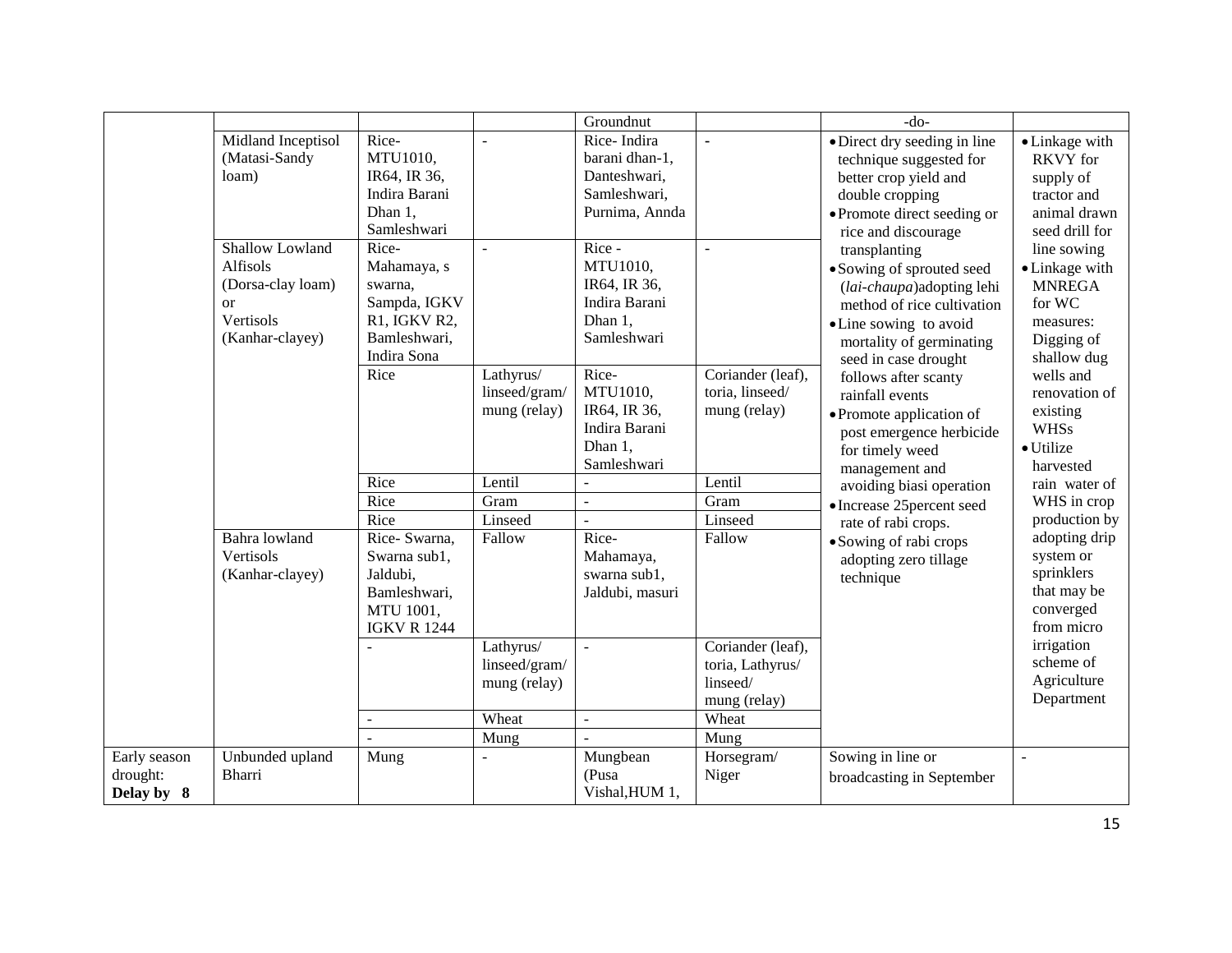| | | | | Groundnut | | -do- | |
|---|---|---|---|---|---|---|---|
| | Midland Inceptisol (Matasi-Sandy loam) | Rice- MTU1010, IR64, IR 36, Indira Barani Dhan 1, Samleshwari | - | Rice- Indira barani dhan-1, Danteshwari, Samleshwari, Purnima, Annda | - | • Direct dry seeding in line technique suggested for better crop yield and double cropping<br>• Promote direct seeding or rice and discourage transplanting<br>• Sowing of sprouted seed (*lai-chaupa*)adopting lehi method of rice cultivation<br>• Line sowing to avoid mortality of germinating seed in case drought follows after scanty rainfall events<br>• Promote application of post emergence herbicide for timely weed management and avoiding biasi operation<br>• Increase 25percent seed rate of rabi crops.<br>• Sowing of rabi crops adopting zero tillage technique | • Linkage with RKVY for supply of tractor and animal drawn seed drill for line sowing<br>• Linkage with MNREGA for WC measures: Digging of shallow dug wells and renovation of existing WHSs<br>• Utilize harvested rain water of WHS in crop production by adopting drip system or sprinklers that may be converged from micro irrigation scheme of Agriculture Department |
| | Shallow Lowland Alfisols (Dorsa-clay loam) or Vertisols (Kanhar-clayey) | Rice- Mahamaya, s swarna, Sampda, IGKV R1, IGKV R2, Bamleshwari, Indira Sona | - | Rice - MTU1010, IR64, IR 36, Indira Barani Dhan 1, Samleshwari | - | | |
| | | Rice | Lathyrus/ linseed/gram/ mung (relay) | Rice- MTU1010, IR64, IR 36, Indira Barani Dhan 1, Samleshwari | Coriander (leaf), toria, linseed/ mung (relay) | | |
| | | Rice | Lentil | - | Lentil | | |
| | | Rice | Gram | - | Gram | | |
| | | Rice | Linseed | - | Linseed | | |
| | Bahra lowland Vertisols (Kanhar-clayey) | Rice- Swarna, Swarna sub1, Jaldubi, Bamleshwari, MTU 1001, IGKV R 1244 | Fallow | Rice- Mahamaya, swarna sub1, Jaldubi, masuri | Fallow | | |
| | | - | Lathyrus/ linseed/gram/ mung (relay) | - | Coriander (leaf), toria, Lathyrus/ linseed/ mung (relay) | | |
| | | - | Wheat | - | Wheat | | |
| | | - | Mung | - | Mung | | |
| Early season drought: **Delay by 8** | Unbunded upland Bharri | Mung | - | Mungbean (Pusa Vishal,HUM 1, | Horsegram/ Niger | Sowing in line or broadcasting in September | - |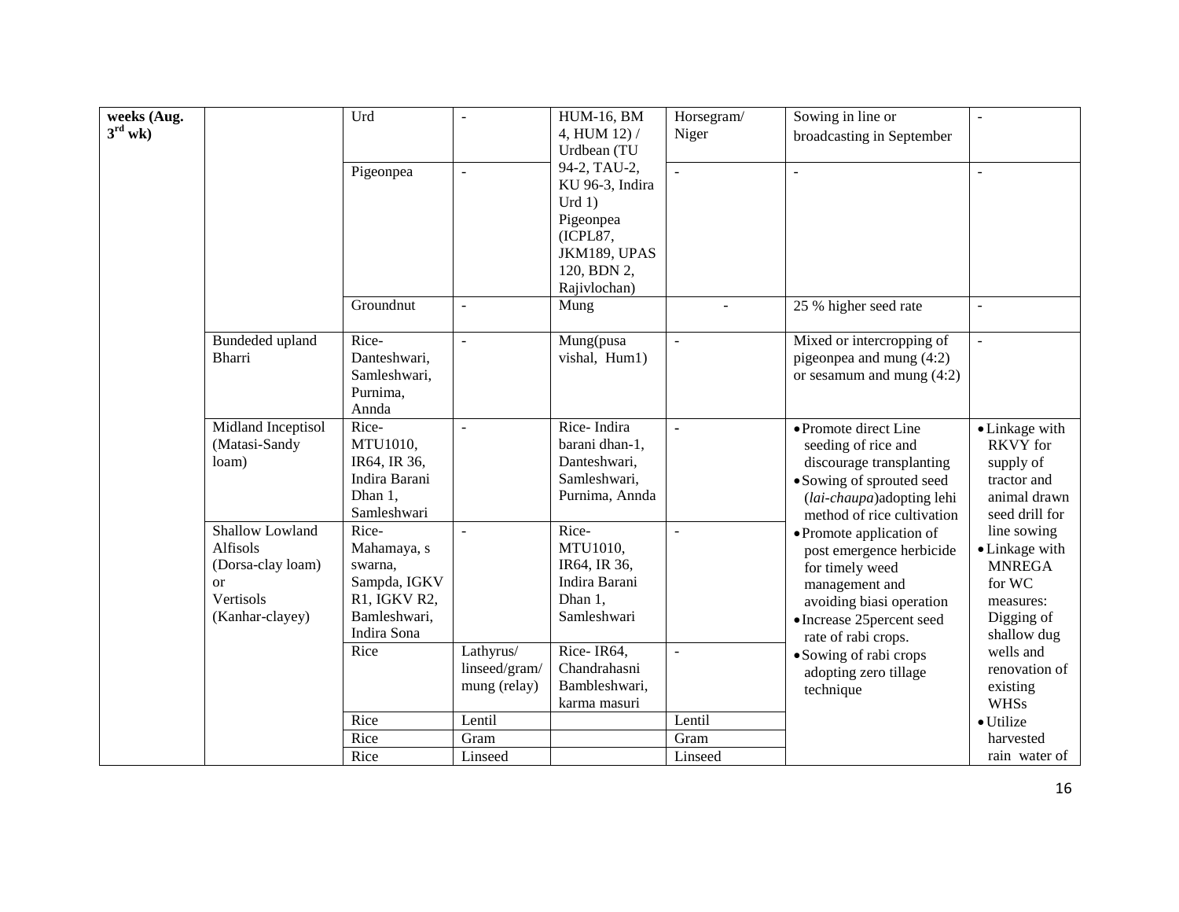| | | | | | | | |
|---|---|---|---|---|---|---|---|
| weeks (Aug. 3rd wk) | | Urd | - | HUM-16, BM 4, HUM 12) / Urdbean (TU 94-2, TAU-2, KU 96-3, Indira Urd 1) Pigeonpea (ICPL87, JKM189, UPAS 120, BDN 2, Rajivlochan) | Horsegram/ Niger | Sowing in line or broadcasting in September | - |
| | | Pigeonpea | - | | - | - | - |
| | | Groundnut | - | Mung | - | 25 % higher seed rate | - |
| | Bundeded upland Bharri | Rice- Danteshwari, Samleshwari, Purnima, Annda | - | Mung(pusa vishal, Hum1) | - | Mixed or intercropping of pigeonpea and mung (4:2) or sesamum and mung (4:2) | - |
| | Midland Inceptisol (Matasi-Sandy loam) | Rice- MTU1010, IR64, IR 36, Indira Barani Dhan 1, Samleshwari | - | Rice- Indira barani dhan-1, Danteshwari, Samleshwari, Purnima, Annda | - | • Promote direct Line seeding of rice and discourage transplanting<br>• Sowing of sprouted seed (*lai-chaupa*)adopting lehi method of rice cultivation<br>• Promote application of post emergence herbicide for timely weed management and avoiding biasi operation<br>• Increase 25percent seed rate of rabi crops.<br>• Sowing of rabi crops adopting zero tillage technique | • Linkage with RKVY for supply of tractor and animal drawn seed drill for line sowing<br>• Linkage with MNREGA for WC measures: Digging of shallow dug wells and renovation of existing WHSs<br>• Utilize harvested rain water of |
| | Shallow Lowland Alfisols (Dorsa-clay loam) or Vertisols (Kanhar-clayey) | Rice- Mahamaya, s swarna, Sampda, IGKV R1, IGKV R2, Bamleshwari, Indira Sona | - | Rice- MTU1010, IR64, IR 36, Indira Barani Dhan 1, Samleshwari | - | | |
| | | Rice | Lathyrus/ linseed/gram/ mung (relay) | Rice- IR64, Chandrahasni Bambleshwari, karma masuri | - | | |
| | | Rice | Lentil | | Lentil | | |
| | | Rice | Gram | | Gram | | |
| | | Rice | Linseed | | Linseed | | |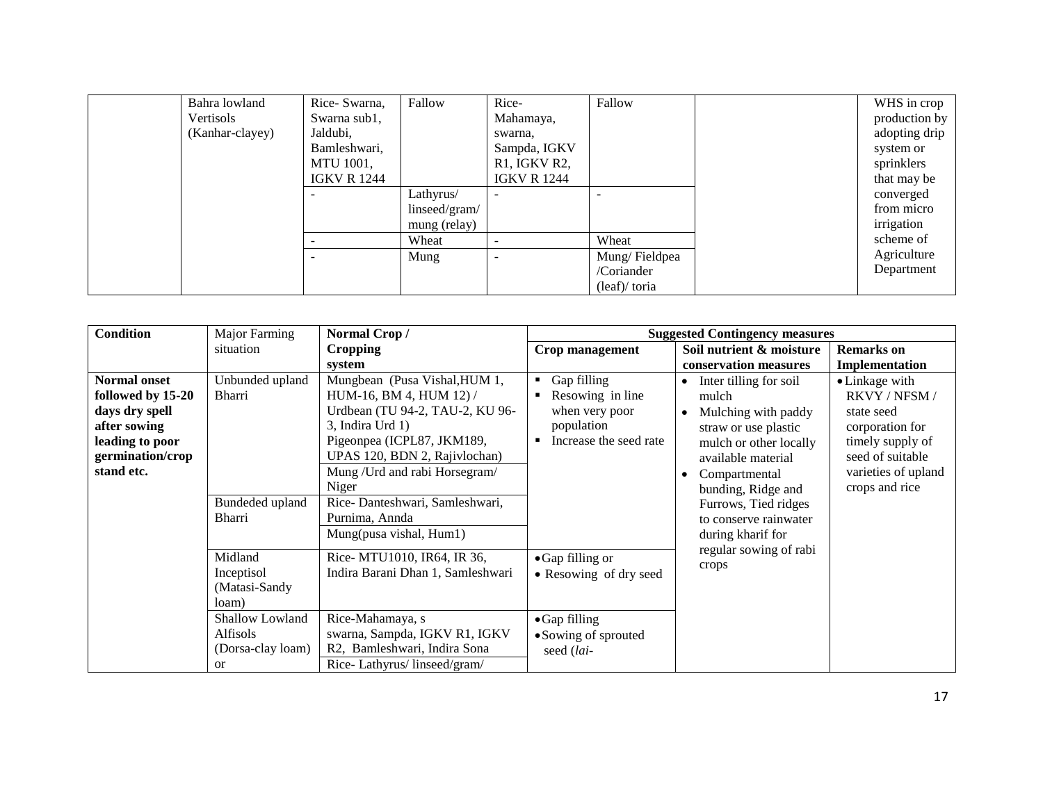| | Bahra lowland Vertisols (Kanhar-clayey) | Rice- Swarna, Swarna sub1, Jaldubi, Bamleshwari, MTU 1001, IGKV R 1244 | Fallow | Rice- Mahamaya, swarna, Sampda, IGKV R1, IGKV R2, IGKV R 1244 | Fallow | | WHS in crop production by adopting drip system or sprinklers that may be converged from micro irrigation scheme of Agriculture Department |
|---|---|---|---|---|---|---|---|
| | | - | Lathyrus/ linseed/gram/ mung (relay) | - | - | | |
| | | - | Wheat | - | Wheat | | |
| | | - | Mung | - | Mung/ Fieldpea /Coriander (leaf)/ toria | | |

| Condition | Major Farming situation | Normal Crop / Cropping system | Suggested Contingency measures | | |
|---|---|---|---|---|---|
| | | | Crop management | Soil nutrient & moisture conservation measures | Remarks on Implementation |
| **Normal onset followed by 15-20 days dry spell after sowing leading to poor germination/crop stand etc.** | Unbunded upland Bharri | Mungbean (Pusa Vishal,HUM 1, HUM-16, BM 4, HUM 12) / Urdbean (TU 94-2, TAU-2, KU 96-3, Indira Urd 1) Pigeonpea (ICPL87, JKM189, UPAS 120, BDN 2, Rajivlochan) | ▪ Gap filling<br>▪ Resowing in line when very poor population<br>▪ Increase the seed rate | • Inter tilling for soil mulch<br>• Mulching with paddy straw or use plastic mulch or other locally available material<br>• Compartmental bunding, Ridge and Furrows, Tied ridges to conserve rainwater during kharif for regular sowing of rabi crops | • Linkage with RKVY / NFSM / state seed corporation for timely supply of seed of suitable varieties of upland crops and rice |
| | | Mung /Urd and rabi Horsegram/ Niger | | | |
| | Bundeded upland Bharri | Rice- Danteshwari, Samleshwari, Purnima, Annda | | | |
| | | Mung(pusa vishal, Hum1) | | | |
| | Midland Inceptisol (Matasi-Sandy loam) | Rice- MTU1010, IR64, IR 36, Indira Barani Dhan 1, Samleshwari | • Gap filling or<br>• Resowing of dry seed | | |
| | Shallow Lowland Alfisols (Dorsa-clay loam) or | Rice-Mahamaya, s swarna, Sampda, IGKV R1, IGKV R2, Bamleshwari, Indira Sona | • Gap filling<br>• Sowing of sprouted seed (*lai-* | | |
| | | Rice- Lathyrus/ linseed/gram/ | | | |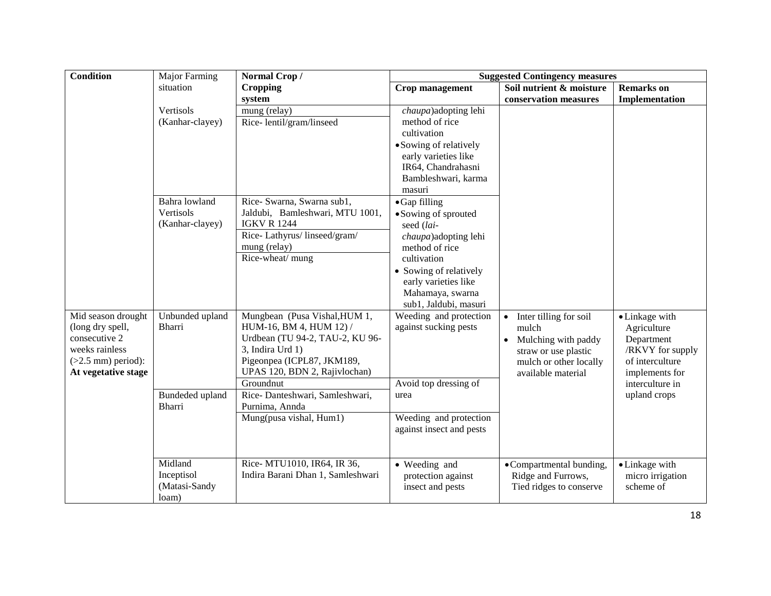| Condition | Major Farming situation | Normal Crop / Cropping system | Suggested Contingency measures | | |
|---|---|---|---|---|---|
| | | | Crop management | Soil nutrient & moisture conservation measures | Remarks on Implementation |
| | Vertisols (Kanhar-clayey) | mung (relay) | *chaupa*)adopting lehi method of rice cultivation • Sowing of relatively early varieties like IR64, Chandrahasni Bambleshwari, karma masuri | | |
| | | Rice- lentil/gram/linseed | | | |
| | Bahra lowland Vertisols (Kanhar-clayey) | Rice- Swarna, Swarna sub1, Jaldubi, Bamleshwari, MTU 1001, IGKV R 1244 | • Gap filling • Sowing of sprouted seed (*lai-chaupa*)adopting lehi method of rice cultivation • Sowing of relatively early varieties like Mahamaya, swarna sub1, Jaldubi, masuri | | |
| | | Rice- Lathyrus/ linseed/gram/ mung (relay) | | | |
| | | Rice-wheat/ mung | | | |
| Mid season drought (long dry spell, consecutive 2 weeks rainless (>2.5 mm) period): **At vegetative stage** | Unbunded upland Bharri | Mungbean (Pusa Vishal,HUM 1, HUM-16, BM 4, HUM 12) / Urdbean (TU 94-2, TAU-2, KU 96-3, Indira Urd 1) Pigeonpea (ICPL87, JKM189, UPAS 120, BDN 2, Rajivlochan) | Weeding and protection against sucking pests | • Inter tilling for soil mulch • Mulching with paddy straw or use plastic mulch or other locally available material | • Linkage with Agriculture Department /RKVY for supply of interculture implements for interculture in upland crops |
| | | Groundnut | Avoid top dressing of urea | | |
| | Bundeded upland Bharri | Rice- Danteshwari, Samleshwari, Purnima, Annda | | | |
| | | Mung(pusa vishal, Hum1) | Weeding and protection against insect and pests | | |
| | Midland Inceptisol (Matasi-Sandy loam) | Rice- MTU1010, IR64, IR 36, Indira Barani Dhan 1, Samleshwari | • Weeding and protection against insect and pests | • Compartmental bunding, Ridge and Furrows, Tied ridges to conserve | • Linkage with micro irrigation scheme of |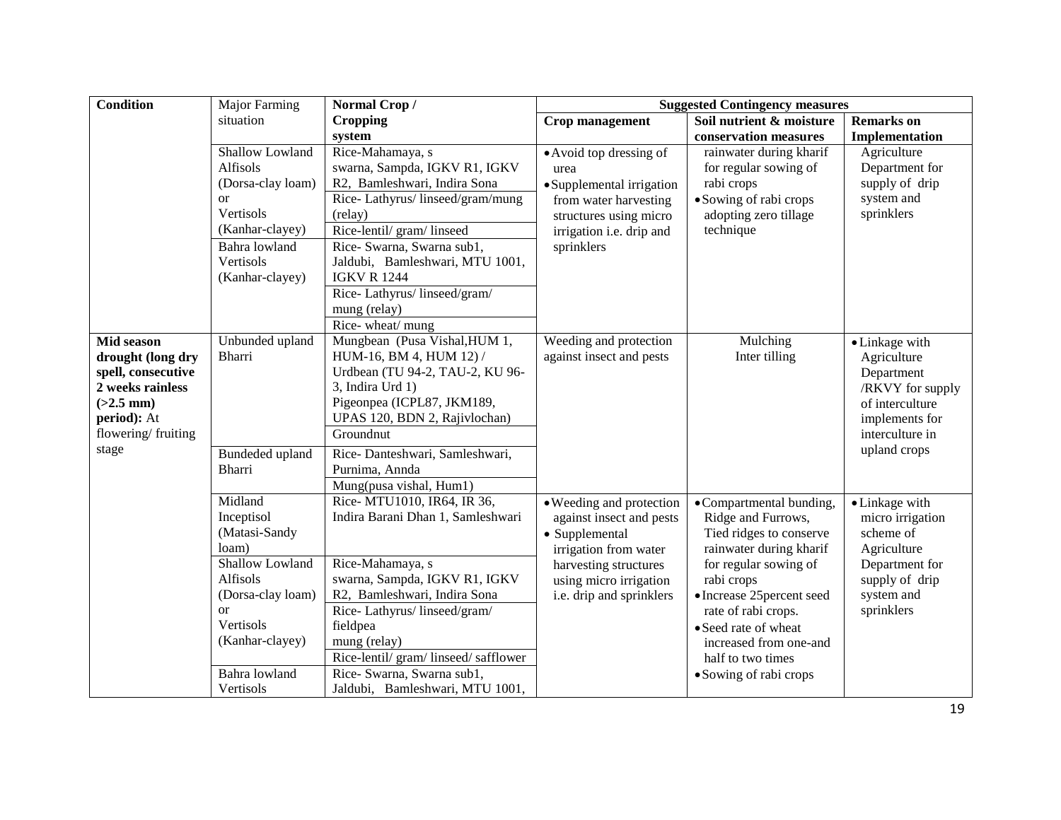| Condition | Major Farming situation | Normal Crop / Cropping system | Suggested Contingency measures | | |
|---|---|---|---|---|---|
| | | | **Crop management** | **Soil nutrient & moisture conservation measures** | **Remarks on Implementation** |
| | Shallow Lowland Alfisols (Dorsa-clay loam) or Vertisols (Kanhar-clayey) | Rice-Mahamaya, s swarna, Sampda, IGKV R1, IGKV R2, Bamleshwari, Indira Sona | • Avoid top dressing of urea<br>• Supplemental irrigation from water harvesting structures using micro irrigation i.e. drip and sprinklers | rainwater during kharif for regular sowing of rabi crops<br>• Sowing of rabi crops adopting zero tillage technique | Agriculture Department for supply of drip system and sprinklers |
| | | Rice- Lathyrus/ linseed/gram/mung (relay) | | | |
| | | Rice-lentil/ gram/ linseed | | | |
| | Bahra lowland Vertisols (Kanhar-clayey) | Rice- Swarna, Swarna sub1, Jaldubi, Bamleshwari, MTU 1001, IGKV R 1244 | | | |
| | | Rice- Lathyrus/ linseed/gram/ mung (relay) | | | |
| | | Rice- wheat/ mung | | | |
| **Mid season drought (long dry spell, consecutive 2 weeks rainless (>2.5 mm) period):** At flowering/ fruiting stage | Unbunded upland Bharri | Mungbean (Pusa Vishal,HUM 1, HUM-16, BM 4, HUM 12) / Urdbean (TU 94-2, TAU-2, KU 96-3, Indira Urd 1) Pigeonpea (ICPL87, JKM189, UPAS 120, BDN 2, Rajivlochan) | Weeding and protection against insect and pests | Mulching Inter tilling | • Linkage with Agriculture Department /RKVY for supply of interculture implements for interculture in upland crops |
| | | Groundnut | | | |
| | Bundeded upland Bharri | Rice- Danteshwari, Samleshwari, Purnima, Annda | | | |
| | | Mung(pusa vishal, Hum1) | | | |
| | Midland Inceptisol (Matasi-Sandy loam) | Rice- MTU1010, IR64, IR 36, Indira Barani Dhan 1, Samleshwari | • Weeding and protection against insect and pests<br>• Supplemental irrigation from water harvesting structures using micro irrigation i.e. drip and sprinklers | • Compartmental bunding, Ridge and Furrows, Tied ridges to conserve rainwater during kharif for regular sowing of rabi crops<br>• Increase 25percent seed rate of rabi crops.<br>• Seed rate of wheat increased from one-and half to two times<br>• Sowing of rabi crops | • Linkage with micro irrigation scheme of Agriculture Department for supply of drip system and sprinklers |
| | Shallow Lowland Alfisols (Dorsa-clay loam) or Vertisols (Kanhar-clayey) | Rice-Mahamaya, s swarna, Sampda, IGKV R1, IGKV R2, Bamleshwari, Indira Sona | | | |
| | | Rice- Lathyrus/ linseed/gram/ fieldpea mung (relay) | | | |
| | | Rice-lentil/ gram/ linseed/ safflower | | | |
| | Bahra lowland Vertisols | Rice- Swarna, Swarna sub1, Jaldubi, Bamleshwari, MTU 1001, | | | |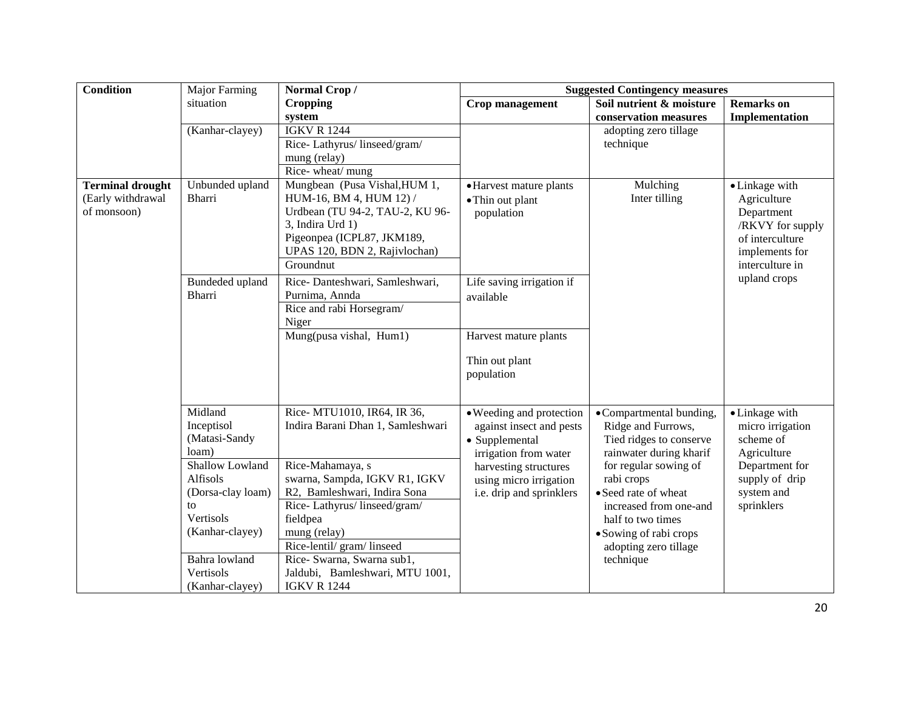| Condition | Major Farming situation | Normal Crop / Cropping system | Suggested Contingency measures | | |
|---|---|---|---|---|---|
| | | | Crop management | Soil nutrient & moisture conservation measures | Remarks on Implementation |
| | (Kanhar-clayey) | IGKV R 1244 | | adopting zero tillage technique | |
| | | Rice- Lathyrus/ linseed/gram/ mung (relay) | | | |
| | | Rice- wheat/ mung | | | |
| **Terminal drought** (Early withdrawal of monsoon) | Unbunded upland Bharri | Mungbean (Pusa Vishal,HUM 1, HUM-16, BM 4, HUM 12) / Urdbean (TU 94-2, TAU-2, KU 96-3, Indira Urd 1) Pigeonpea (ICPL87, JKM189, UPAS 120, BDN 2, Rajivlochan) | • Harvest mature plants<br>• Thin out plant population | Mulching<br>Inter tilling | • Linkage with Agriculture Department /RKVY for supply of interculture implements for interculture in upland crops |
| | | Groundnut | | | |
| | Bundeded upland Bharri | Rice- Danteshwari, Samleshwari, Purnima, Annda | Life saving irrigation if available | | |
| | | Rice and rabi Horsegram/ Niger | | | |
| | | Mung(pusa vishal, Hum1) | Harvest mature plants<br><br>Thin out plant population | | |
| | Midland Inceptisol (Matasi-Sandy loam) | Rice- MTU1010, IR64, IR 36, Indira Barani Dhan 1, Samleshwari | • Weeding and protection against insect and pests<br>• Supplemental irrigation from water harvesting structures using micro irrigation i.e. drip and sprinklers | • Compartmental bunding, Ridge and Furrows, Tied ridges to conserve rainwater during kharif for regular sowing of rabi crops<br>• Seed rate of wheat increased from one-and half to two times<br>• Sowing of rabi crops adopting zero tillage technique | • Linkage with micro irrigation scheme of Agriculture Department for supply of drip system and sprinklers |
| | Shallow Lowland Alfisols (Dorsa-clay loam) to Vertisols (Kanhar-clayey) | Rice-Mahamaya, s swarna, Sampda, IGKV R1, IGKV R2, Bamleshwari, Indira Sona | | | |
| | | Rice- Lathyrus/ linseed/gram/ fieldpea mung (relay) | | | |
| | | Rice-lentil/ gram/ linseed | | | |
| | Bahra lowland Vertisols (Kanhar-clayey) | Rice- Swarna, Swarna sub1, Jaldubi, Bamleshwari, MTU 1001, IGKV R 1244 | | | |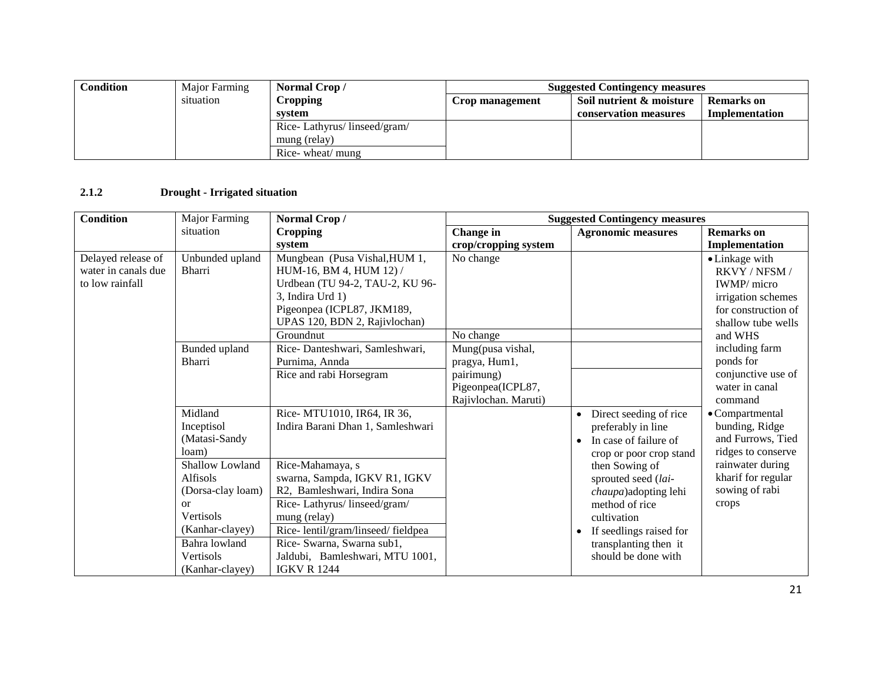| Condition | Major Farming situation | Normal Crop / Cropping system | Suggested Contingency measures | | |
|---|---|---|---|---|---|
| | | | Crop management | Soil nutrient & moisture conservation measures | Remarks on Implementation |
| | | Rice- Lathyrus/ linseed/gram/ mung (relay) | | | |
| | | Rice- wheat/ mung | | | |

**2.1.2 Drought - Irrigated situation**

| Condition | Major Farming situation | Normal Crop / Cropping system | Suggested Contingency measures | | |
|---|---|---|---|---|---|
| | | | Change in crop/cropping system | Agronomic measures | Remarks on Implementation |
| Delayed release of water in canals due to low rainfall | Unbunded upland Bharri | Mungbean (Pusa Vishal,HUM 1, HUM-16, BM 4, HUM 12) / Urdbean (TU 94-2, TAU-2, KU 96-3, Indira Urd 1) Pigeonpea (ICPL87, JKM189, UPAS 120, BDN 2, Rajivlochan) | No change | | • Linkage with RKVY / NFSM / IWMP/ micro irrigation schemes for construction of shallow tube wells and WHS including farm ponds for conjunctive use of water in canal command<br>• Compartmental bunding, Ridge and Furrows, Tied ridges to conserve rainwater during kharif for regular sowing of rabi crops |
| | | Groundnut | No change | | |
| | Bunded upland Bharri | Rice- Danteshwari, Samleshwari, Purnima, Annda | Mung(pusa vishal, pragya, Hum1, pairimung) Pigeonpea(ICPL87, Rajivlochan. Maruti) | | |
| | | Rice and rabi Horsegram | | | |
| | Midland Inceptisol (Matasi-Sandy loam) | Rice- MTU1010, IR64, IR 36, Indira Barani Dhan 1, Samleshwari | | • Direct seeding of rice preferably in line<br>• In case of failure of crop or poor crop stand then Sowing of sprouted seed (*lai-chaupa*)adopting lehi method of rice cultivation<br>• If seedlings raised for transplanting then it should be done with | |
| | Shallow Lowland Alfisols (Dorsa-clay loam) or Vertisols (Kanhar-clayey) | Rice-Mahamaya, s swarna, Sampda, IGKV R1, IGKV R2, Bamleshwari, Indira Sona | | | |
| | | Rice- Lathyrus/ linseed/gram/ mung (relay) | | | |
| | | Rice- lentil/gram/linseed/ fieldpea | | | |
| | Bahra lowland Vertisols (Kanhar-clayey) | Rice- Swarna, Swarna sub1, Jaldubi, Bamleshwari, MTU 1001, IGKV R 1244 | | | |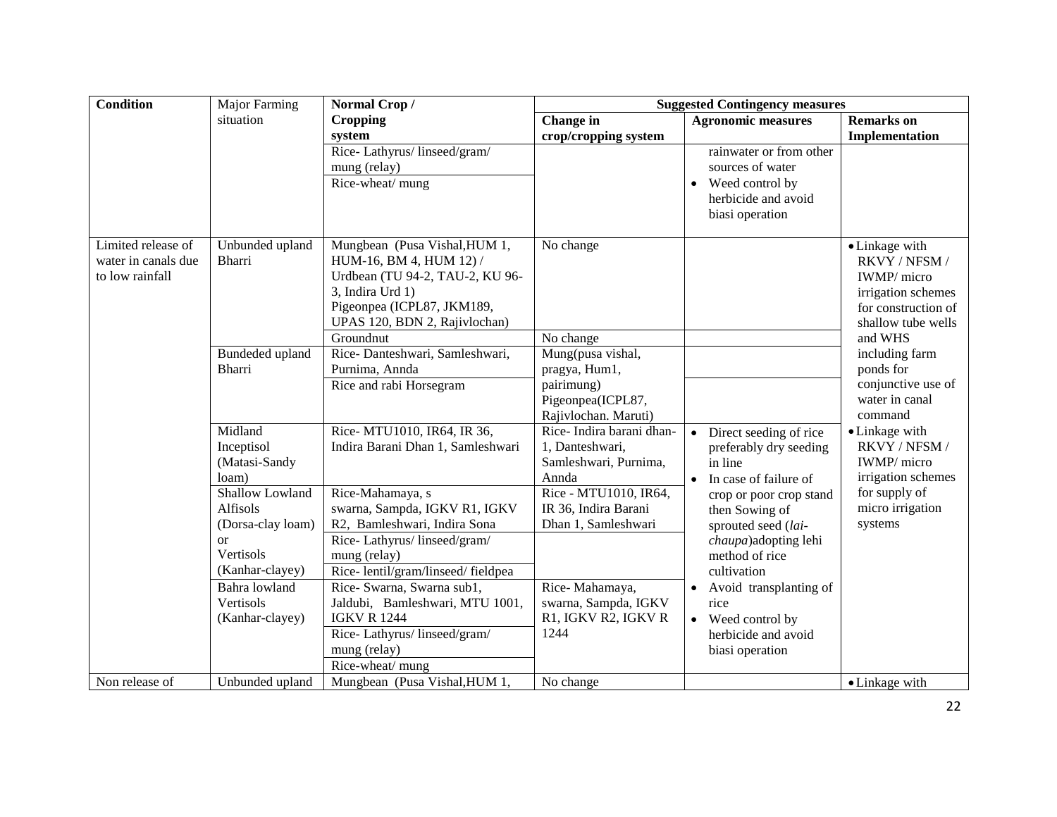| Condition | Major Farming situation | Normal Crop / Cropping system | Suggested Contingency measures | | |
|---|---|---|---|---|---|
| | | | Change in crop/cropping system | Agronomic measures | Remarks on Implementation |
| | | Rice- Lathyrus/ linseed/gram/ mung (relay) | | rainwater or from other sources of water<br>• Weed control by herbicide and avoid biasi operation | |
| | | Rice-wheat/ mung | | | |
| Limited release of water in canals due to low rainfall | Unbunded upland Bharri | Mungbean (Pusa Vishal,HUM 1, HUM-16, BM 4, HUM 12) / Urdbean (TU 94-2, TAU-2, KU 96-3, Indira Urd 1) Pigeonpea (ICPL87, JKM189, UPAS 120, BDN 2, Rajivlochan) | No change | | • Linkage with RKVY / NFSM / IWMP/ micro irrigation schemes for construction of shallow tube wells and WHS including farm ponds for conjunctive use of water in canal command<br>• Linkage with RKVY / NFSM / IWMP/ micro irrigation schemes for supply of micro irrigation systems |
| | | Groundnut | No change | | |
| | Bundeded upland Bharri | Rice- Danteshwari, Samleshwari, Purnima, Annda | Mung(pusa vishal, pragya, Hum1, pairimung) Pigeonpea(ICPL87, Rajivlochan. Maruti) | | |
| | | Rice and rabi Horsegram | | | |
| | Midland Inceptisol (Matasi-Sandy loam) | Rice- MTU1010, IR64, IR 36, Indira Barani Dhan 1, Samleshwari | Rice- Indira barani dhan-1, Danteshwari, Samleshwari, Purnima, Annda | • Direct seeding of rice preferably dry seeding in line<br>• In case of failure of crop or poor crop stand then Sowing of sprouted seed (*lai-chaupa*)adopting lehi method of rice cultivation<br>• Avoid transplanting of rice<br>• Weed control by herbicide and avoid biasi operation | |
| | Shallow Lowland Alfisols (Dorsa-clay loam) or Vertisols (Kanhar-clayey) | Rice-Mahamaya, s swarna, Sampda, IGKV R1, IGKV R2, Bamleshwari, Indira Sona | Rice - MTU1010, IR64, IR 36, Indira Barani Dhan 1, Samleshwari | | |
| | | Rice- Lathyrus/ linseed/gram/ mung (relay) | | | |
| | | Rice- lentil/gram/linseed/ fieldpea | | | |
| | Bahra lowland Vertisols (Kanhar-clayey) | Rice- Swarna, Swarna sub1, Jaldubi, Bamleshwari, MTU 1001, IGKV R 1244 | Rice- Mahamaya, swarna, Sampda, IGKV R1, IGKV R2, IGKV R 1244 | | |
| | | Rice- Lathyrus/ linseed/gram/ mung (relay) | | | |
| | | Rice-wheat/ mung | | | |
| Non release of | Unbunded upland | Mungbean (Pusa Vishal,HUM 1, | No change | | • Linkage with |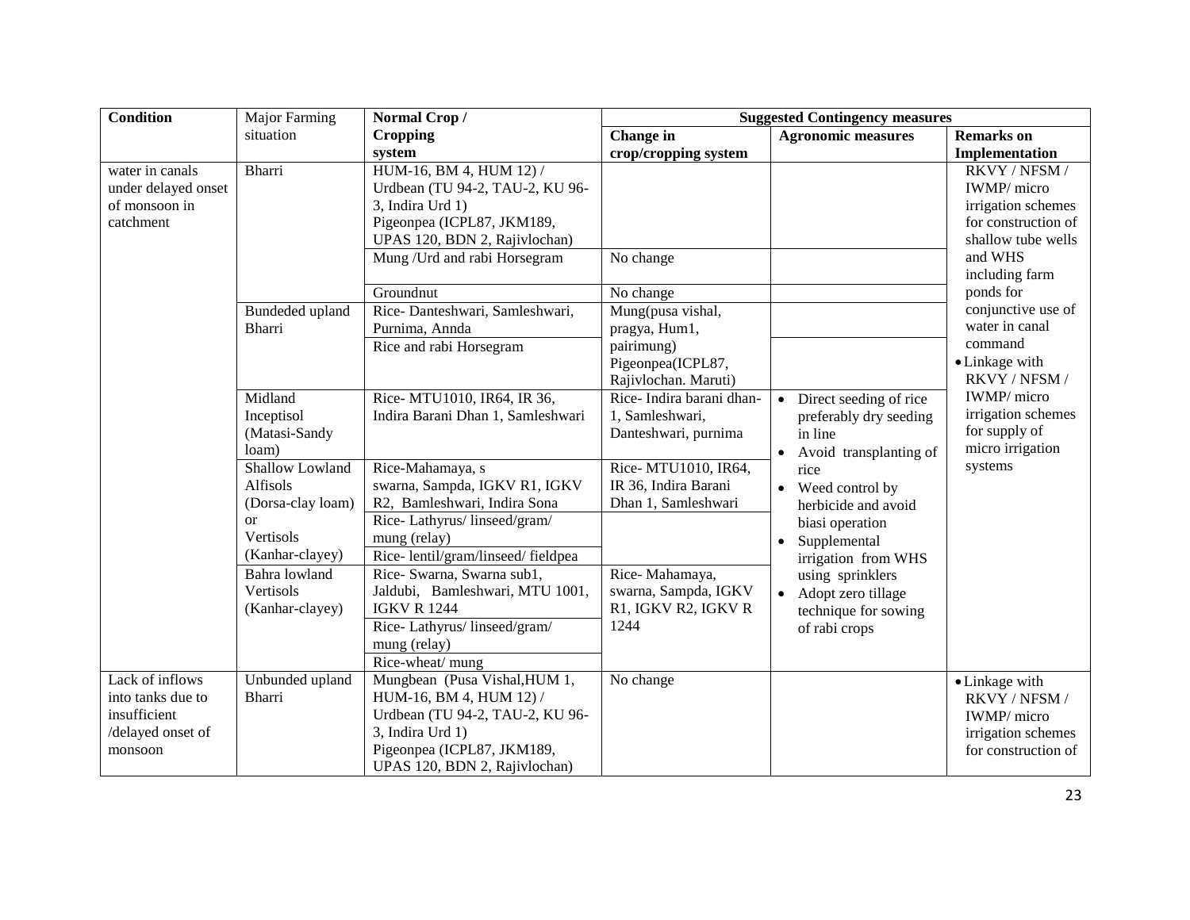| Condition | Major Farming situation | Normal Crop / Cropping system | Suggested Contingency measures | | |
|---|---|---|---|---|---|
| | | | Change in crop/cropping system | Agronomic measures | Remarks on Implementation |
| water in canals under delayed onset of monsoon in catchment | Bharri | HUM-16, BM 4, HUM 12) / Urdbean (TU 94-2, TAU-2, KU 96-3, Indira Urd 1) Pigeonpea (ICPL87, JKM189, UPAS 120, BDN 2, Rajivlochan) | | | RKVY / NFSM / IWMP/ micro irrigation schemes for construction of shallow tube wells and WHS including farm ponds for conjunctive use of water in canal command<br>• Linkage with RKVY / NFSM / IWMP/ micro irrigation schemes for supply of micro irrigation systems |
| | | Mung /Urd and rabi Horsegram | No change | | |
| | | Groundnut | No change | | |
| | Bundeded upland Bharri | Rice- Danteshwari, Samleshwari, Purnima, Annda | Mung(pusa vishal, pragya, Hum1, pairimung) Pigeonpea(ICPL87, Rajivlochan. Maruti) | | |
| | | Rice and rabi Horsegram | | | |
| | Midland Inceptisol (Matasi-Sandy loam) | Rice- MTU1010, IR64, IR 36, Indira Barani Dhan 1, Samleshwari | Rice- Indira barani dhan-1, Samleshwari, Danteshwari, purnima | • Direct seeding of rice preferably dry seeding in line<br>• Avoid transplanting of rice<br>• Weed control by herbicide and avoid biasi operation<br>• Supplemental irrigation from WHS using sprinklers<br>• Adopt zero tillage technique for sowing of rabi crops | |
| | Shallow Lowland Alfisols (Dorsa-clay loam) or Vertisols (Kanhar-clayey) | Rice-Mahamaya, s swarna, Sampda, IGKV R1, IGKV R2, Bamleshwari, Indira Sona | Rice- MTU1010, IR64, IR 36, Indira Barani Dhan 1, Samleshwari | | |
| | | Rice- Lathyrus/ linseed/gram/ mung (relay) | | | |
| | | Rice- lentil/gram/linseed/ fieldpea | | | |
| | Bahra lowland Vertisols (Kanhar-clayey) | Rice- Swarna, Swarna sub1, Jaldubi, Bamleshwari, MTU 1001, IGKV R 1244 | Rice- Mahamaya, swarna, Sampda, IGKV R1, IGKV R2, IGKV R 1244 | | |
| | | Rice- Lathyrus/ linseed/gram/ mung (relay) | | | |
| | | Rice-wheat/ mung | | | |
| Lack of inflows into tanks due to insufficient /delayed onset of monsoon | Unbunded upland Bharri | Mungbean (Pusa Vishal,HUM 1, HUM-16, BM 4, HUM 12) / Urdbean (TU 94-2, TAU-2, KU 96-3, Indira Urd 1) Pigeonpea (ICPL87, JKM189, UPAS 120, BDN 2, Rajivlochan) | No change | | • Linkage with RKVY / NFSM / IWMP/ micro irrigation schemes for construction of |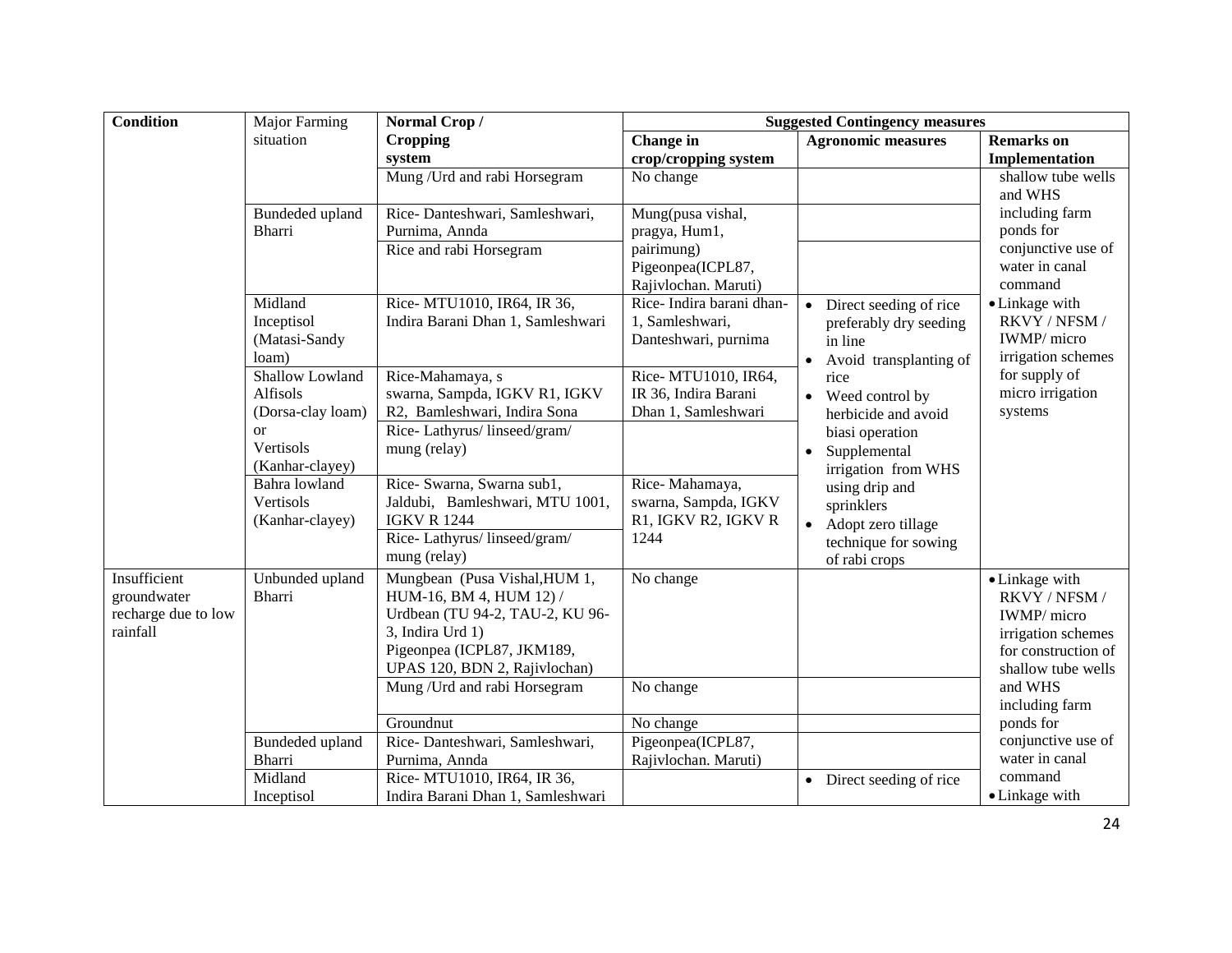| Condition | Major Farming situation | Normal Crop / Cropping system | Suggested Contingency measures | | |
|---|---|---|---|---|---|
| | | | Change in crop/cropping system | Agronomic measures | Remarks on Implementation |
| | | Mung /Urd and rabi Horsegram | No change | | shallow tube wells and WHS including farm ponds for conjunctive use of water in canal command<br>• Linkage with RKVY / NFSM / IWMP/ micro irrigation schemes for supply of micro irrigation systems |
| | Bundeded upland Bharri | Rice- Danteshwari, Samleshwari, Purnima, Annda | Mung(pusa vishal, pragya, Hum1, pairimung) Pigeonpea(ICPL87, Rajivlochan. Maruti) | | |
| | | Rice and rabi Horsegram | | | |
| | Midland Inceptisol (Matasi-Sandy loam) | Rice- MTU1010, IR64, IR 36, Indira Barani Dhan 1, Samleshwari | Rice- Indira barani dhan-1, Samleshwari, Danteshwari, purnima | • Direct seeding of rice preferably dry seeding in line<br>• Avoid transplanting of rice<br>• Weed control by herbicide and avoid biasi operation<br>• Supplemental irrigation from WHS using drip and sprinklers<br>• Adopt zero tillage technique for sowing of rabi crops | |
| | Shallow Lowland Alfisols (Dorsa-clay loam) or Vertisols (Kanhar-clayey) | Rice-Mahamaya, s swarna, Sampda, IGKV R1, IGKV R2, Bamleshwari, Indira Sona | Rice- MTU1010, IR64, IR 36, Indira Barani Dhan 1, Samleshwari | | |
| | | Rice- Lathyrus/ linseed/gram/ mung (relay) | | | |
| | Bahra lowland Vertisols (Kanhar-clayey) | Rice- Swarna, Swarna sub1, Jaldubi, Bamleshwari, MTU 1001, IGKV R 1244 | Rice- Mahamaya, swarna, Sampda, IGKV R1, IGKV R2, IGKV R 1244 | | |
| | | Rice- Lathyrus/ linseed/gram/ mung (relay) | | | |
| Insufficient groundwater recharge due to low rainfall | Unbunded upland Bharri | Mungbean (Pusa Vishal,HUM 1, HUM-16, BM 4, HUM 12) / Urdbean (TU 94-2, TAU-2, KU 96-3, Indira Urd 1) Pigeonpea (ICPL87, JKM189, UPAS 120, BDN 2, Rajivlochan) | No change | | • Linkage with RKVY / NFSM / IWMP/ micro irrigation schemes for construction of shallow tube wells and WHS including farm ponds for conjunctive use of water in canal command<br>• Linkage with |
| | | Mung /Urd and rabi Horsegram | No change | | |
| | | Groundnut | No change | | |
| | Bundeded upland Bharri | Rice- Danteshwari, Samleshwari, Purnima, Annda | Pigeonpea(ICPL87, Rajivlochan. Maruti) | | |
| | Midland Inceptisol | Rice- MTU1010, IR64, IR 36, Indira Barani Dhan 1, Samleshwari | | • Direct seeding of rice | |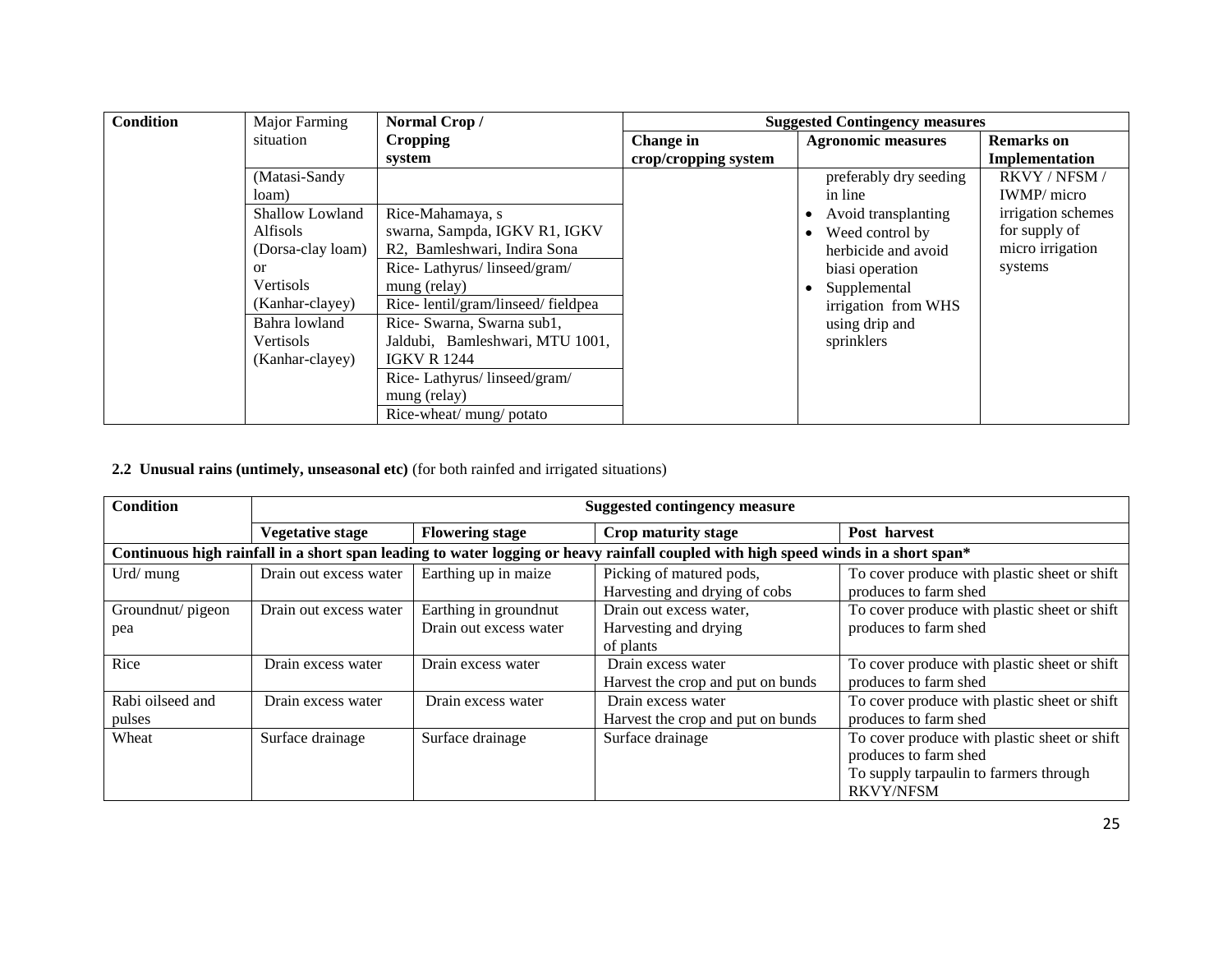| Condition | Major Farming situation | Normal Crop / Cropping system | Suggested Contingency measures | | |
|---|---|---|---|---|---|
| | | | Change in crop/cropping system | Agronomic measures | Remarks on Implementation |
| | (Matasi-Sandy loam) | | | preferably dry seeding in line<br>• Avoid transplanting<br>• Weed control by herbicide and avoid biasi operation<br>• Supplemental irrigation from WHS using drip and sprinklers | RKVY / NFSM / IWMP/ micro irrigation schemes for supply of micro irrigation systems |
| | Shallow Lowland Alfisols (Dorsa-clay loam) or Vertisols (Kanhar-clayey) | Rice-Mahamaya, s swarna, Sampda, IGKV R1, IGKV R2, Bamleshwari, Indira Sona | | | |
| | | Rice- Lathyrus/ linseed/gram/ mung (relay) | | | |
| | | Rice- lentil/gram/linseed/ fieldpea | | | |
| | Bahra lowland Vertisols (Kanhar-clayey) | Rice- Swarna, Swarna sub1, Jaldubi, Bamleshwari, MTU 1001, IGKV R 1244 | | | |
| | | Rice- Lathyrus/ linseed/gram/ mung (relay) | | | |
| | | Rice-wheat/ mung/ potato | | | |

**2.2 Unusual rains (untimely, unseasonal etc)** (for both rainfed and irrigated situations)

| Condition | Suggested contingency measure | | | |
|---|---|---|---|---|
| | **Vegetative stage** | **Flowering stage** | **Crop maturity stage** | **Post harvest** |
| **Continuous high rainfall in a short span leading to water logging or heavy rainfall coupled with high speed winds in a short span*** | | | | |
| Urd/ mung | Drain out excess water | Earthing up in maize | Picking of matured pods, Harvesting and drying of cobs | To cover produce with plastic sheet or shift produces to farm shed |
| Groundnut/ pigeon pea | Drain out excess water | Earthing in groundnut Drain out excess water | Drain out excess water, Harvesting and drying of plants | To cover produce with plastic sheet or shift produces to farm shed |
| Rice | Drain excess water | Drain excess water | Drain excess water Harvest the crop and put on bunds | To cover produce with plastic sheet or shift produces to farm shed |
| Rabi oilseed and pulses | Drain excess water | Drain excess water | Drain excess water Harvest the crop and put on bunds | To cover produce with plastic sheet or shift produces to farm shed |
| Wheat | Surface drainage | Surface drainage | Surface drainage | To cover produce with plastic sheet or shift produces to farm shed<br>To supply tarpaulin to farmers through RKVY/NFSM |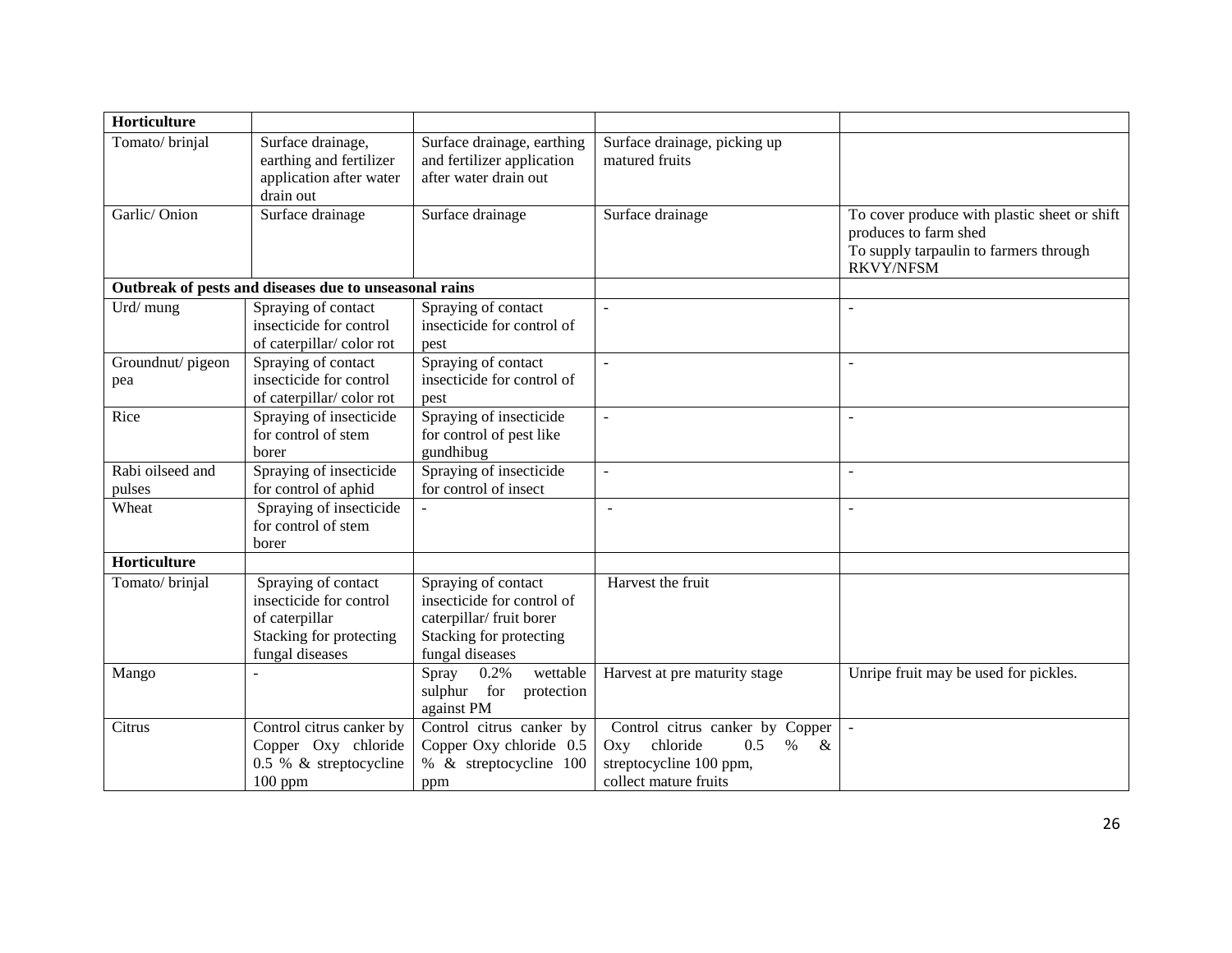| **Horticulture** | | | | |
|---|---|---|---|---|
| Tomato/ brinjal | Surface drainage, earthing and fertilizer application after water drain out | Surface drainage, earthing and fertilizer application after water drain out | Surface drainage, picking up matured fruits | |
| Garlic/ Onion | Surface drainage | Surface drainage | Surface drainage | To cover produce with plastic sheet or shift produces to farm shed<br>To supply tarpaulin to farmers through RKVY/NFSM |
| **Outbreak of pests and diseases due to unseasonal rains** | | | | |
| Urd/ mung | Spraying of contact insecticide for control of caterpillar/ color rot | Spraying of contact insecticide for control of pest | - | - |
| Groundnut/ pigeon pea | Spraying of contact insecticide for control of caterpillar/ color rot | Spraying of contact insecticide for control of pest | - | - |
| Rice | Spraying of insecticide for control of stem borer | Spraying of insecticide for control of pest like gundhibug | - | - |
| Rabi oilseed and pulses | Spraying of insecticide for control of aphid | Spraying of insecticide for control of insect | - | - |
| Wheat | Spraying of insecticide for control of stem borer | - | - | - |
| **Horticulture** | | | | |
| Tomato/ brinjal | Spraying of contact insecticide for control of caterpillar<br>Stacking for protecting fungal diseases | Spraying of contact insecticide for control of caterpillar/ fruit borer<br>Stacking for protecting fungal diseases | Harvest the fruit | |
| Mango | - | Spray 0.2% wettable sulphur for protection against PM | Harvest at pre maturity stage | Unripe fruit may be used for pickles. |
| Citrus | Control citrus canker by Copper Oxy chloride 0.5 % & streptocycline 100 ppm | Control citrus canker by Copper Oxy chloride 0.5 % & streptocycline 100 ppm | Control citrus canker by Copper Oxy chloride 0.5 % & streptocycline 100 ppm, collect mature fruits | - |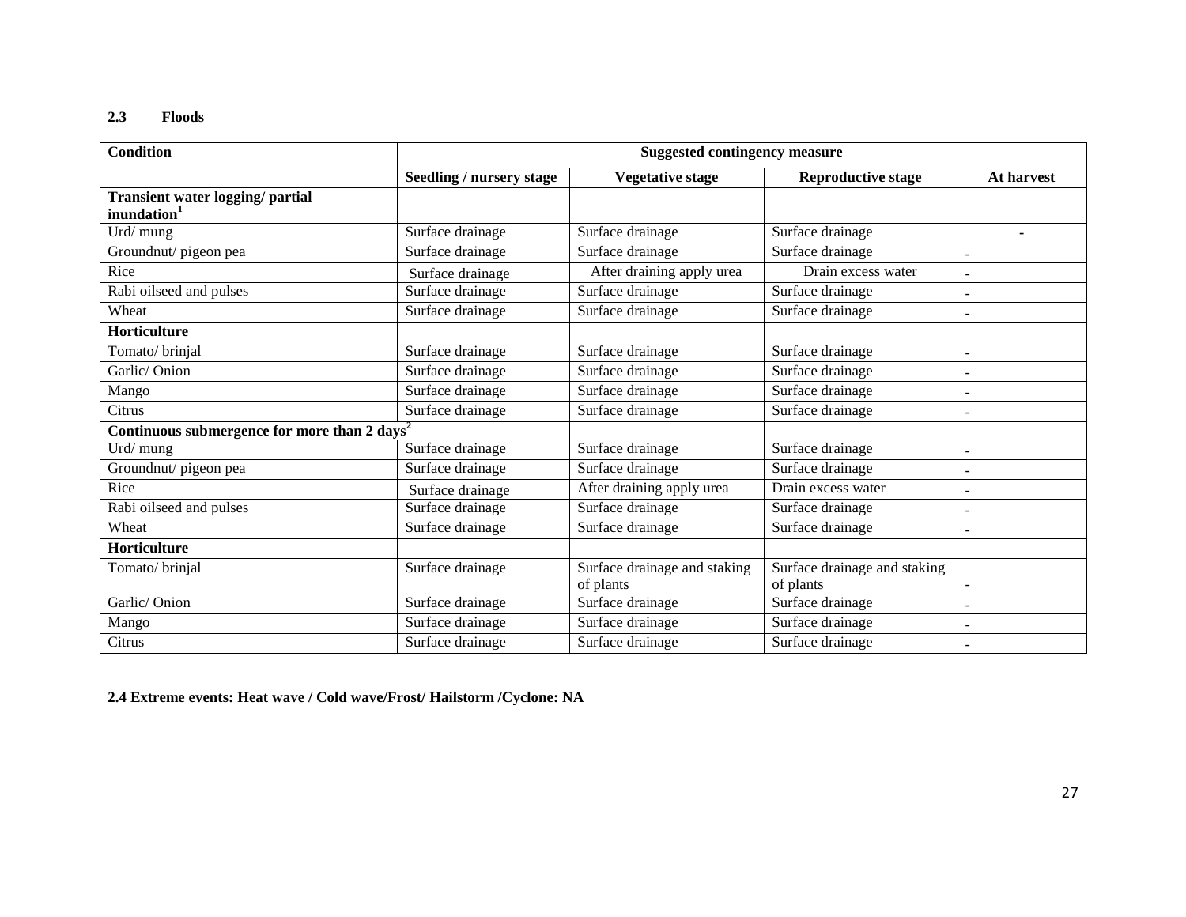### 2.3 Floods

| Condition | Suggested contingency measure | | | |
|---|---|---|---|---|
| | Seedling / nursery stage | Vegetative stage | Reproductive stage | At harvest |
| **Transient water logging/ partial inundation[1]** | | | | |
| Urd/ mung | Surface drainage | Surface drainage | Surface drainage | - |
| Groundnut/ pigeon pea | Surface drainage | Surface drainage | Surface drainage | - |
| Rice | Surface drainage | After draining apply urea | Drain excess water | - |
| Rabi oilseed and pulses | Surface drainage | Surface drainage | Surface drainage | - |
| Wheat | Surface drainage | Surface drainage | Surface drainage | - |
| **Horticulture** | | | | |
| Tomato/ brinjal | Surface drainage | Surface drainage | Surface drainage | - |
| Garlic/ Onion | Surface drainage | Surface drainage | Surface drainage | - |
| Mango | Surface drainage | Surface drainage | Surface drainage | - |
| Citrus | Surface drainage | Surface drainage | Surface drainage | - |
| **Continuous submergence for more than 2 days[2]** | | | | |
| Urd/ mung | Surface drainage | Surface drainage | Surface drainage | - |
| Groundnut/ pigeon pea | Surface drainage | Surface drainage | Surface drainage | - |
| Rice | Surface drainage | After draining apply urea | Drain excess water | - |
| Rabi oilseed and pulses | Surface drainage | Surface drainage | Surface drainage | - |
| Wheat | Surface drainage | Surface drainage | Surface drainage | - |
| **Horticulture** | | | | |
| Tomato/ brinjal | Surface drainage | Surface drainage and staking of plants | Surface drainage and staking of plants | - |
| Garlic/ Onion | Surface drainage | Surface drainage | Surface drainage | - |
| Mango | Surface drainage | Surface drainage | Surface drainage | - |
| Citrus | Surface drainage | Surface drainage | Surface drainage | - |

**2.4 Extreme events: Heat wave / Cold wave/Frost/ Hailstorm /Cyclone: NA**